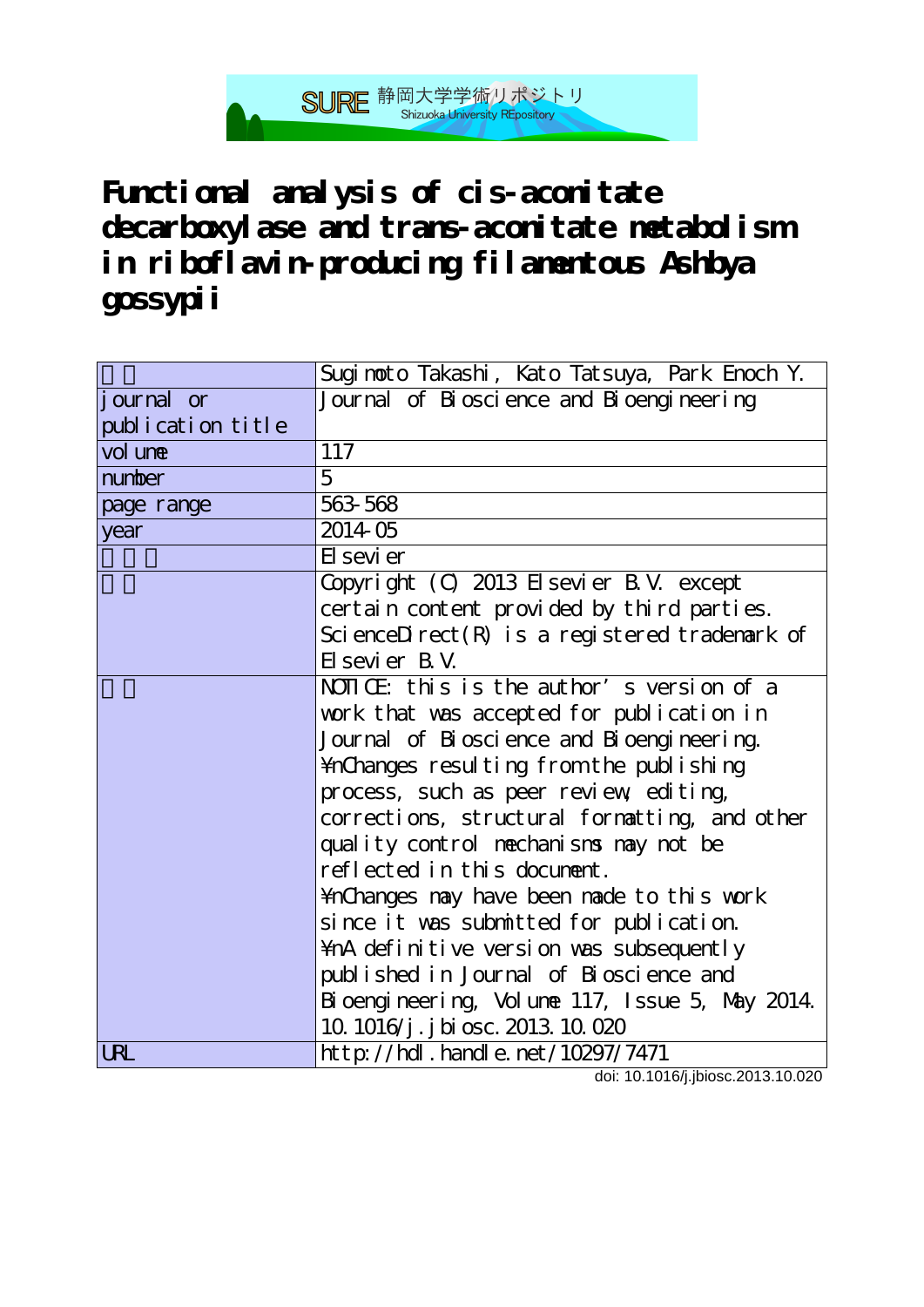SURE 静岡大学学術リポジトリ Shizuoka University REpository

# Functional analysis of cis-aconitate decarboxylase and trans-aconitate metabolism in riboflavin-producing filamentous Ashbya gossypii

| | |
|---|---|
| 著者 | Sugimoto Takashi, Kato Tatsuya, Park Enoch Y. |
| journal or publication title | Journal of Bioscience and Bioengineering |
| volume | 117 |
| number | 5 |
| page range | 563-568 |
| year | 2014-05 |
| 出版者 | Elsevier |
| 権利 | Copyright (C) 2013 Elsevier B.V. except certain content provided by third parties. ScienceDirect(R) is a registered trademark of Elsevier B.V. |
| 関連リンク | NOTICE: this is the author's version of a work that was accepted for publication in Journal of Bioscience and Bioengineering. ¥nChanges resulting from the publishing process, such as peer review, editing, corrections, structural formatting, and other quality control mechanisms may not be reflected in this document. ¥nChanges may have been made to this work since it was submitted for publication. ¥nA definitive version was subsequently published in Journal of Bioscience and Bioengineering, Volume 117, Issue 5, May 2014. 10.1016/j.jbiosc.2013.10.020 |
| URL | http://hdl.handle.net/10297/7471 |

doi: 10.1016/j.jbiosc.2013.10.020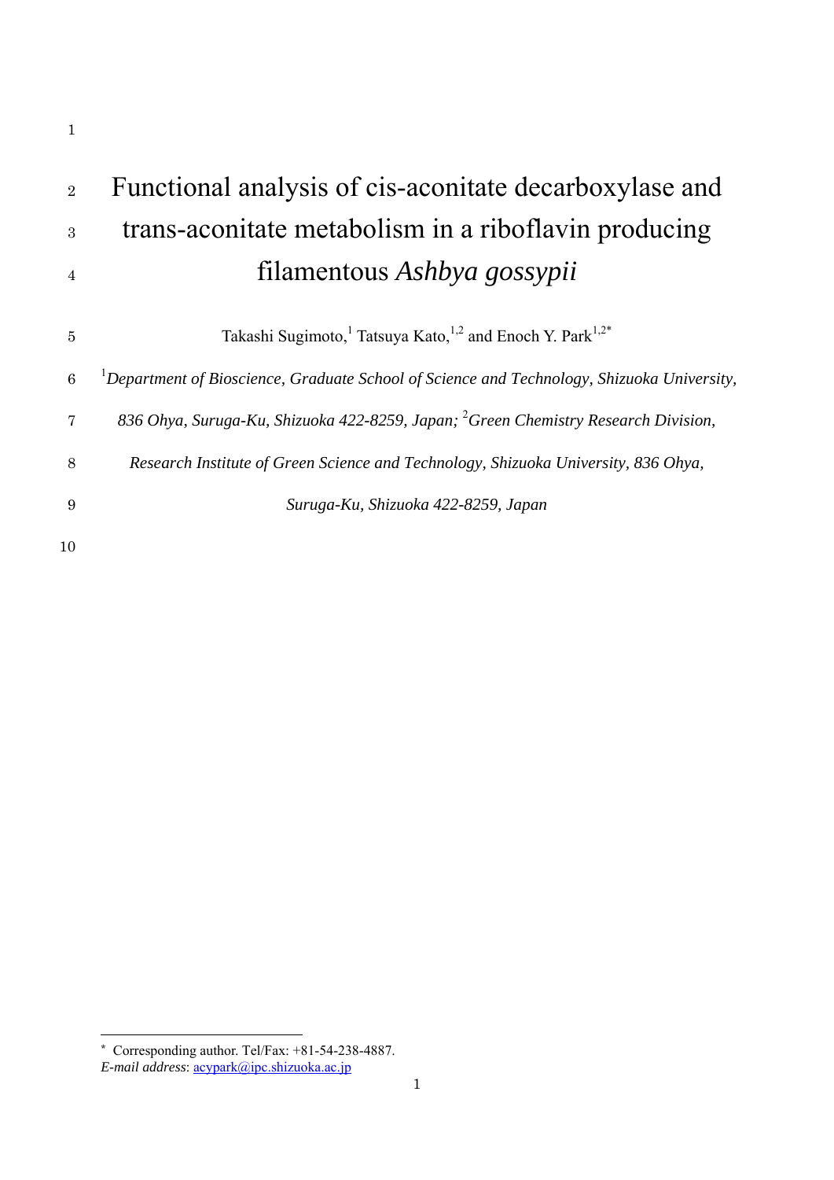# Functional analysis of cis-aconitate decarboxylase and trans-aconitate metabolism in a riboflavin producing filamentous *Ashbya gossypii*

Takashi Sugimoto,[1] Tatsuya Kato,[1,2] and Enoch Y. Park[1,2*]

[1]*Department of Bioscience, Graduate School of Science and Technology, Shizuoka University, 836 Ohya, Suruga-Ku, Shizuoka 422-8259, Japan;* [2]*Green Chemistry Research Division, Research Institute of Green Science and Technology, Shizuoka University, 836 Ohya, Suruga-Ku, Shizuoka 422-8259, Japan*

---

\* Corresponding author. Tel/Fax: +81-54-238-4887.
*E-mail address*: acypark@ipc.shizuoka.ac.jp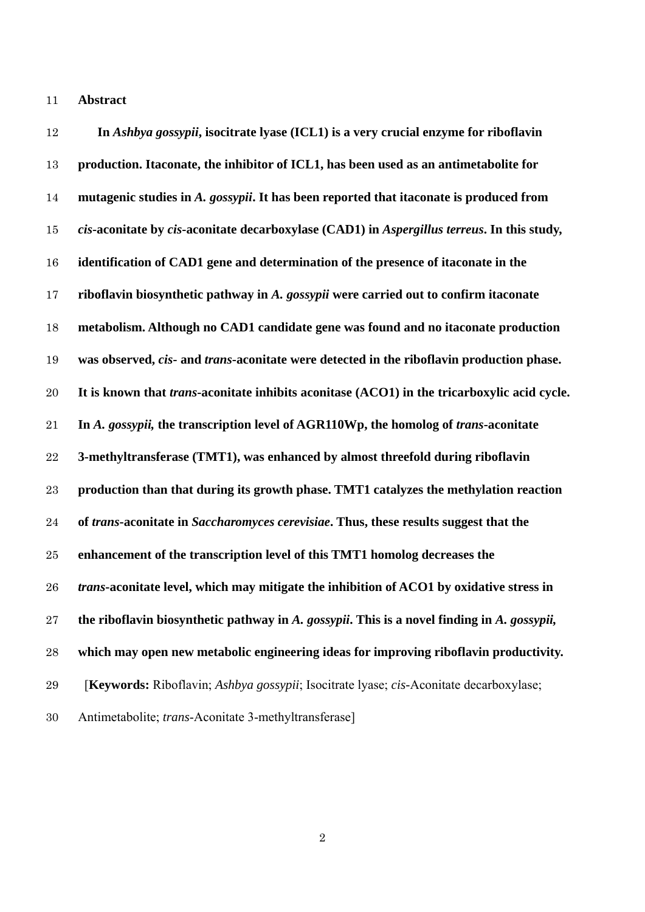## Abstract

**In *Ashbya gossypii*, isocitrate lyase (ICL1) is a very crucial enzyme for riboflavin production. Itaconate, the inhibitor of ICL1, has been used as an antimetabolite for mutagenic studies in *A. gossypii*. It has been reported that itaconate is produced from *cis*-aconitate by *cis*-aconitate decarboxylase (CAD1) in *Aspergillus terreus*. In this study, identification of CAD1 gene and determination of the presence of itaconate in the riboflavin biosynthetic pathway in *A. gossypii* were carried out to confirm itaconate metabolism. Although no CAD1 candidate gene was found and no itaconate production was observed, *cis*- and *trans*-aconitate were detected in the riboflavin production phase. It is known that *trans*-aconitate inhibits aconitase (ACO1) in the tricarboxylic acid cycle. In *A. gossypii,* the transcription level of AGR110Wp, the homolog of *trans*-aconitate 3-methyltransferase (TMT1), was enhanced by almost threefold during riboflavin production than that during its growth phase. TMT1 catalyzes the methylation reaction of *trans*-aconitate in *Saccharomyces cerevisiae*. Thus, these results suggest that the enhancement of the transcription level of this TMT1 homolog decreases the *trans*-aconitate level, which may mitigate the inhibition of ACO1 by oxidative stress in the riboflavin biosynthetic pathway in *A. gossypii*. This is a novel finding in *A. gossypii,* which may open new metabolic engineering ideas for improving riboflavin productivity.**

[**Keywords:** Riboflavin; *Ashbya gossypii*; Isocitrate lyase; *cis*-Aconitate decarboxylase; Antimetabolite; *trans*-Aconitate 3-methyltransferase]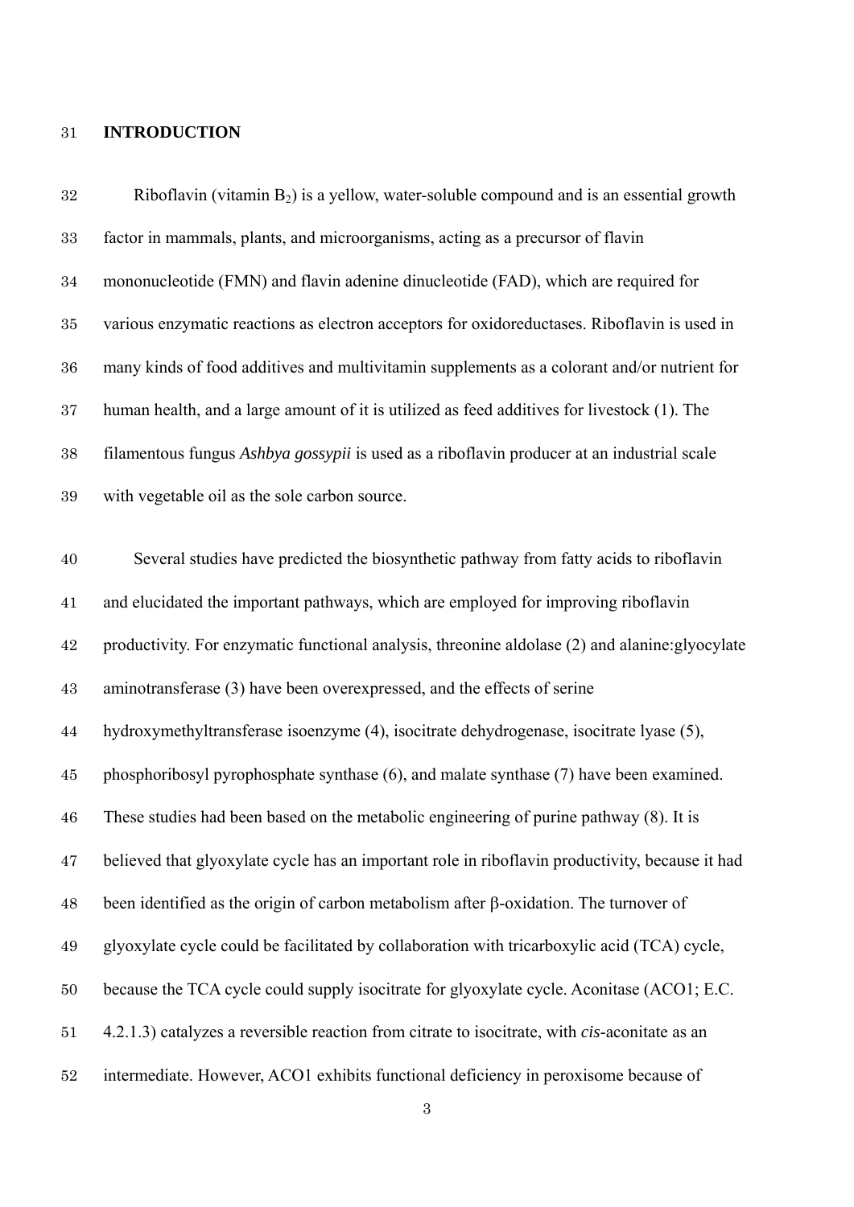## INTRODUCTION

Riboflavin (vitamin $B_2$) is a yellow, water-soluble compound and is an essential growth factor in mammals, plants, and microorganisms, acting as a precursor of flavin mononucleotide (FMN) and flavin adenine dinucleotide (FAD), which are required for various enzymatic reactions as electron acceptors for oxidoreductases. Riboflavin is used in many kinds of food additives and multivitamin supplements as a colorant and/or nutrient for human health, and a large amount of it is utilized as feed additives for livestock (1). The filamentous fungus *Ashbya gossypii* is used as a riboflavin producer at an industrial scale with vegetable oil as the sole carbon source.

Several studies have predicted the biosynthetic pathway from fatty acids to riboflavin and elucidated the important pathways, which are employed for improving riboflavin productivity. For enzymatic functional analysis, threonine aldolase (2) and alanine:glyocylate aminotransferase (3) have been overexpressed, and the effects of serine hydroxymethyltransferase isoenzyme (4), isocitrate dehydrogenase, isocitrate lyase (5), phosphoribosyl pyrophosphate synthase (6), and malate synthase (7) have been examined. These studies had been based on the metabolic engineering of purine pathway (8). It is believed that glyoxylate cycle has an important role in riboflavin productivity, because it had been identified as the origin of carbon metabolism after β-oxidation. The turnover of glyoxylate cycle could be facilitated by collaboration with tricarboxylic acid (TCA) cycle, because the TCA cycle could supply isocitrate for glyoxylate cycle. Aconitase (ACO1; E.C. 4.2.1.3) catalyzes a reversible reaction from citrate to isocitrate, with *cis*-aconitate as an intermediate. However, ACO1 exhibits functional deficiency in peroxisome because of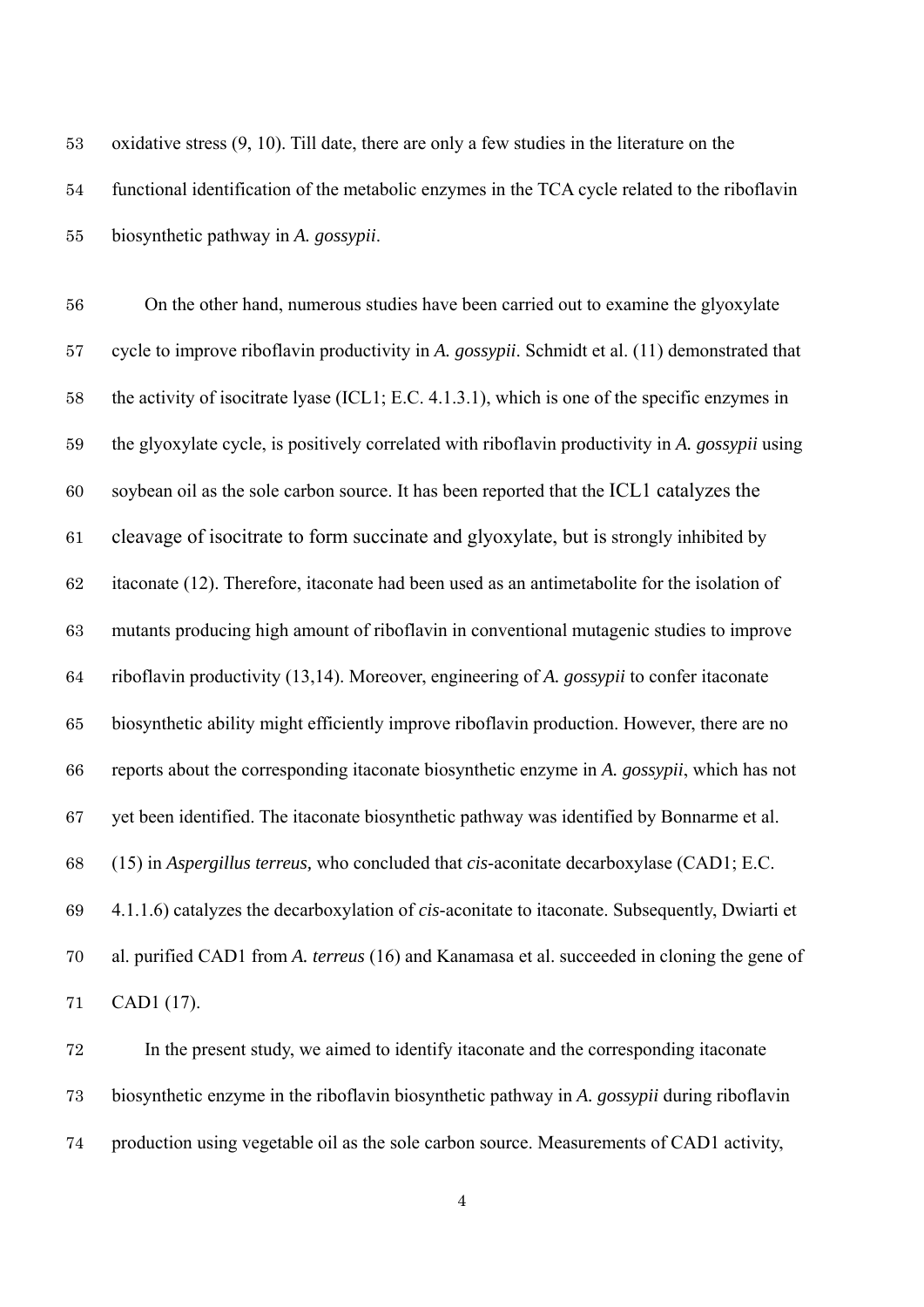oxidative stress (9, 10). Till date, there are only a few studies in the literature on the functional identification of the metabolic enzymes in the TCA cycle related to the riboflavin biosynthetic pathway in *A. gossypii*.

On the other hand, numerous studies have been carried out to examine the glyoxylate cycle to improve riboflavin productivity in *A. gossypii*. Schmidt et al. (11) demonstrated that the activity of isocitrate lyase (ICL1; E.C. 4.1.3.1), which is one of the specific enzymes in the glyoxylate cycle, is positively correlated with riboflavin productivity in *A. gossypii* using soybean oil as the sole carbon source. It has been reported that the ICL1 catalyzes the cleavage of isocitrate to form succinate and glyoxylate, but is strongly inhibited by itaconate (12). Therefore, itaconate had been used as an antimetabolite for the isolation of mutants producing high amount of riboflavin in conventional mutagenic studies to improve riboflavin productivity (13,14). Moreover, engineering of *A. gossypii* to confer itaconate biosynthetic ability might efficiently improve riboflavin production. However, there are no reports about the corresponding itaconate biosynthetic enzyme in *A. gossypii*, which has not yet been identified. The itaconate biosynthetic pathway was identified by Bonnarme et al. (15) in *Aspergillus terreus,* who concluded that *cis*-aconitate decarboxylase (CAD1; E.C. 4.1.1.6) catalyzes the decarboxylation of *cis*-aconitate to itaconate. Subsequently, Dwiarti et al. purified CAD1 from *A. terreus* (16) and Kanamasa et al. succeeded in cloning the gene of CAD1 (17).

In the present study, we aimed to identify itaconate and the corresponding itaconate biosynthetic enzyme in the riboflavin biosynthetic pathway in *A. gossypii* during riboflavin production using vegetable oil as the sole carbon source. Measurements of CAD1 activity,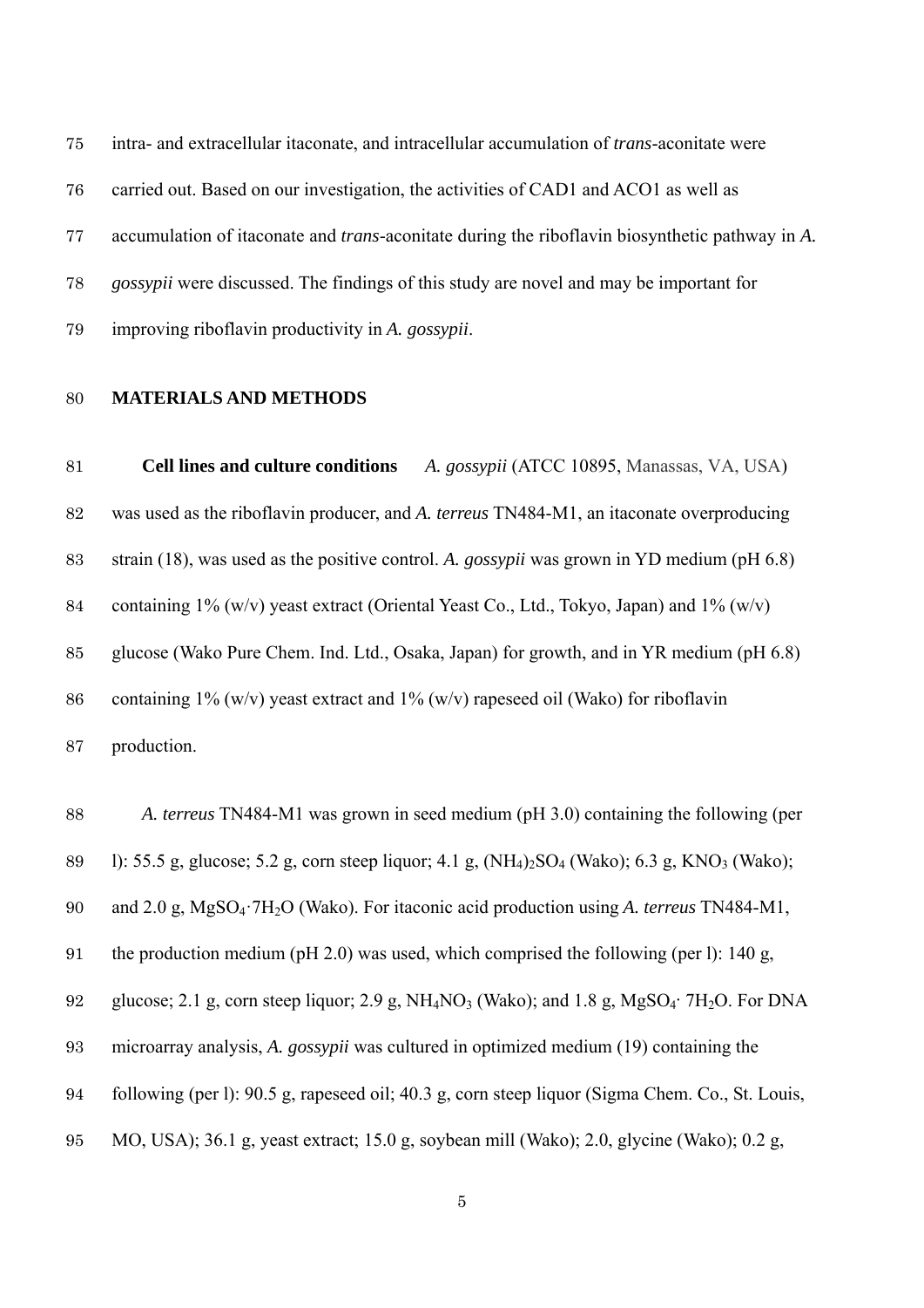intra- and extracellular itaconate, and intracellular accumulation of *trans*-aconitate were carried out. Based on our investigation, the activities of CAD1 and ACO1 as well as accumulation of itaconate and *trans*-aconitate during the riboflavin biosynthetic pathway in *A. gossypii* were discussed. The findings of this study are novel and may be important for improving riboflavin productivity in *A. gossypii*.

## MATERIALS AND METHODS

**Cell lines and culture conditions** *A. gossypii* (ATCC 10895, Manassas, VA, USA) was used as the riboflavin producer, and *A. terreus* TN484-M1, an itaconate overproducing strain (18), was used as the positive control. *A. gossypii* was grown in YD medium (pH 6.8) containing 1% (w/v) yeast extract (Oriental Yeast Co., Ltd., Tokyo, Japan) and 1% (w/v) glucose (Wako Pure Chem. Ind. Ltd., Osaka, Japan) for growth, and in YR medium (pH 6.8) containing 1% (w/v) yeast extract and 1% (w/v) rapeseed oil (Wako) for riboflavin production.

*A. terreus* TN484-M1 was grown in seed medium (pH 3.0) containing the following (per l): 55.5 g, glucose; 5.2 g, corn steep liquor; 4.1 g, $(NH_4)_2SO_4$ (Wako); 6.3 g, $KNO_3$ (Wako); and 2.0 g, $MgSO_4 \cdot 7H_2O$ (Wako). For itaconic acid production using *A. terreus* TN484-M1, the production medium (pH 2.0) was used, which comprised the following (per l): 140 g, glucose; 2.1 g, corn steep liquor; 2.9 g, $NH_4NO_3$ (Wako); and 1.8 g, $MgSO_4 \cdot 7H_2O$. For DNA microarray analysis, *A. gossypii* was cultured in optimized medium (19) containing the following (per l): 90.5 g, rapeseed oil; 40.3 g, corn steep liquor (Sigma Chem. Co., St. Louis, MO, USA); 36.1 g, yeast extract; 15.0 g, soybean mill (Wako); 2.0, glycine (Wako); 0.2 g,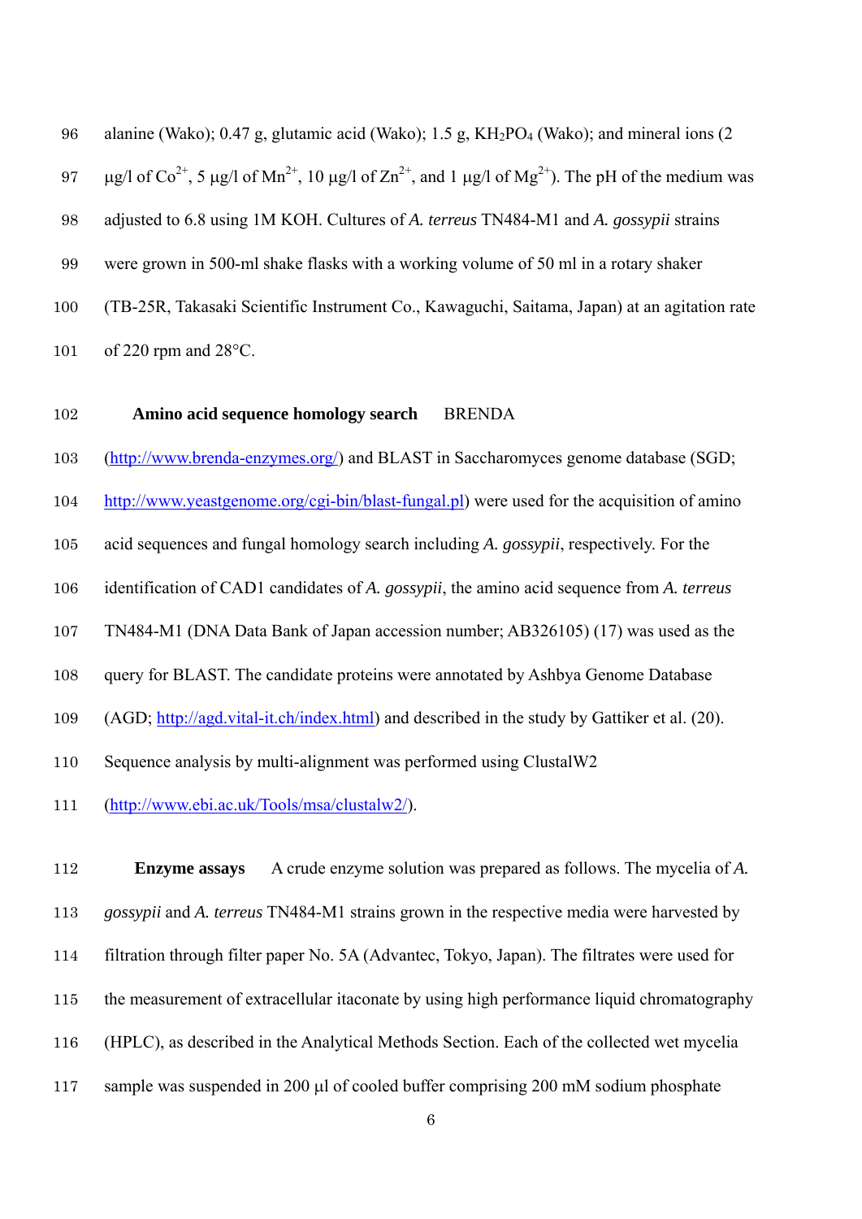alanine (Wako); 0.47 g, glutamic acid (Wako); 1.5 g, $KH_2PO_4$ (Wako); and mineral ions (2 μg/l of $Co^{2+}$, 5 μg/l of $Mn^{2+}$, 10 μg/l of $Zn^{2+}$, and 1 μg/l of $Mg^{2+}$). The pH of the medium was adjusted to 6.8 using 1M KOH. Cultures of *A. terreus* TN484-M1 and *A. gossypii* strains were grown in 500-ml shake flasks with a working volume of 50 ml in a rotary shaker (TB-25R, Takasaki Scientific Instrument Co., Kawaguchi, Saitama, Japan) at an agitation rate of 220 rpm and 28°C.

**Amino acid sequence homology search** BRENDA (http://www.brenda-enzymes.org/) and BLAST in Saccharomyces genome database (SGD; http://www.yeastgenome.org/cgi-bin/blast-fungal.pl) were used for the acquisition of amino acid sequences and fungal homology search including *A. gossypii*, respectively. For the identification of CAD1 candidates of *A. gossypii*, the amino acid sequence from *A. terreus* TN484-M1 (DNA Data Bank of Japan accession number; AB326105) (17) was used as the query for BLAST. The candidate proteins were annotated by Ashbya Genome Database (AGD; http://agd.vital-it.ch/index.html) and described in the study by Gattiker et al. (20). Sequence analysis by multi-alignment was performed using ClustalW2 (http://www.ebi.ac.uk/Tools/msa/clustalw2/).

**Enzyme assays** A crude enzyme solution was prepared as follows. The mycelia of *A. gossypii* and *A. terreus* TN484-M1 strains grown in the respective media were harvested by filtration through filter paper No. 5A (Advantec, Tokyo, Japan). The filtrates were used for the measurement of extracellular itaconate by using high performance liquid chromatography (HPLC), as described in the Analytical Methods Section. Each of the collected wet mycelia sample was suspended in 200 μl of cooled buffer comprising 200 mM sodium phosphate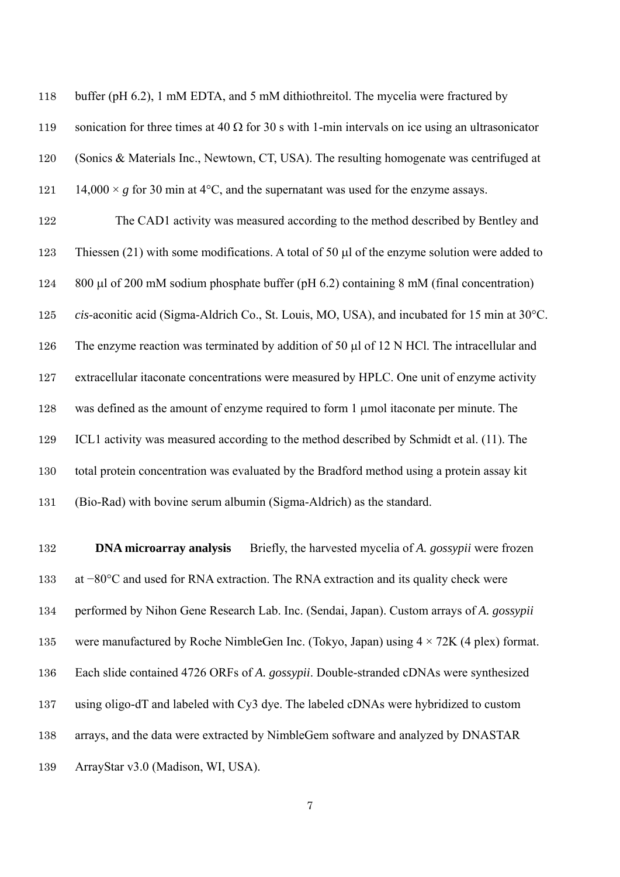buffer (pH 6.2), 1 mM EDTA, and 5 mM dithiothreitol. The mycelia were fractured by sonication for three times at 40 Ω for 30 s with 1-min intervals on ice using an ultrasonicator (Sonics & Materials Inc., Newtown, CT, USA). The resulting homogenate was centrifuged at 14,000 × *g* for 30 min at 4°C, and the supernatant was used for the enzyme assays.

The CAD1 activity was measured according to the method described by Bentley and Thiessen (21) with some modifications. A total of 50 μl of the enzyme solution were added to 800 μl of 200 mM sodium phosphate buffer (pH 6.2) containing 8 mM (final concentration) *cis*-aconitic acid (Sigma-Aldrich Co., St. Louis, MO, USA), and incubated for 15 min at 30°C. The enzyme reaction was terminated by addition of 50 μl of 12 N HCl. The intracellular and extracellular itaconate concentrations were measured by HPLC. One unit of enzyme activity was defined as the amount of enzyme required to form 1 μmol itaconate per minute. The ICL1 activity was measured according to the method described by Schmidt et al. (11). The total protein concentration was evaluated by the Bradford method using a protein assay kit (Bio-Rad) with bovine serum albumin (Sigma-Aldrich) as the standard.

**DNA microarray analysis** Briefly, the harvested mycelia of *A. gossypii* were frozen at −80°C and used for RNA extraction. The RNA extraction and its quality check were performed by Nihon Gene Research Lab. Inc. (Sendai, Japan). Custom arrays of *A. gossypii* were manufactured by Roche NimbleGen Inc. (Tokyo, Japan) using 4 × 72K (4 plex) format. Each slide contained 4726 ORFs of *A. gossypii*. Double-stranded cDNAs were synthesized using oligo-dT and labeled with Cy3 dye. The labeled cDNAs were hybridized to custom arrays, and the data were extracted by NimbleGem software and analyzed by DNASTAR ArrayStar v3.0 (Madison, WI, USA).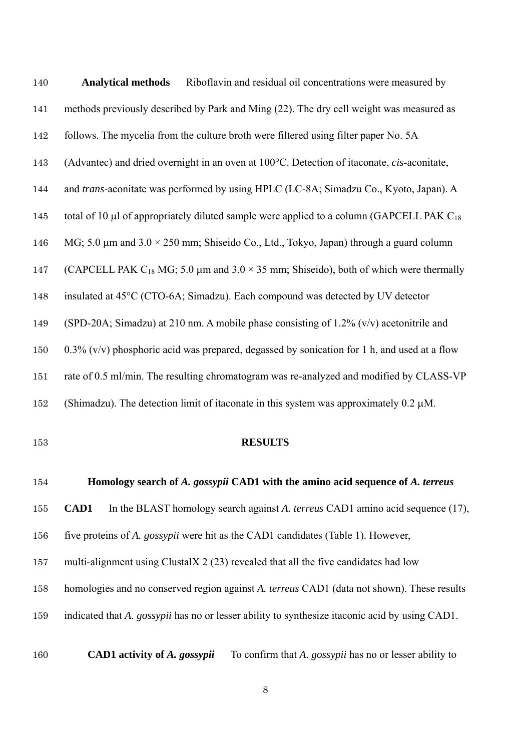**Analytical methods** Riboflavin and residual oil concentrations were measured by methods previously described by Park and Ming (22). The dry cell weight was measured as follows. The mycelia from the culture broth were filtered using filter paper No. 5A (Advantec) and dried overnight in an oven at 100°C. Detection of itaconate, *cis*-aconitate, and *trans*-aconitate was performed by using HPLC (LC-8A; Simadzu Co., Kyoto, Japan). A total of 10 μl of appropriately diluted sample were applied to a column (GAPCELL PAK $C_{18}$ MG; 5.0 μm and 3.0 × 250 mm; Shiseido Co., Ltd., Tokyo, Japan) through a guard column (CAPCELL PAK $C_{18}$ MG; 5.0 μm and 3.0 × 35 mm; Shiseido), both of which were thermally insulated at 45°C (CTO-6A; Simadzu). Each compound was detected by UV detector (SPD-20A; Simadzu) at 210 nm. A mobile phase consisting of 1.2% (v/v) acetonitrile and 0.3% (v/v) phosphoric acid was prepared, degassed by sonication for 1 h, and used at a flow rate of 0.5 ml/min. The resulting chromatogram was re-analyzed and modified by CLASS-VP (Shimadzu). The detection limit of itaconate in this system was approximately 0.2 μM.

## RESULTS

**Homology search of *A. gossypii* CAD1 with the amino acid sequence of *A. terreus* CAD1** In the BLAST homology search against *A. terreus* CAD1 amino acid sequence (17), five proteins of *A. gossypii* were hit as the CAD1 candidates (Table 1). However, multi-alignment using ClustalX 2 (23) revealed that all the five candidates had low homologies and no conserved region against *A. terreus* CAD1 (data not shown). These results indicated that *A. gossypii* has no or lesser ability to synthesize itaconic acid by using CAD1.

**CAD1 activity of *A. gossypii*** To confirm that *A. gossypii* has no or lesser ability to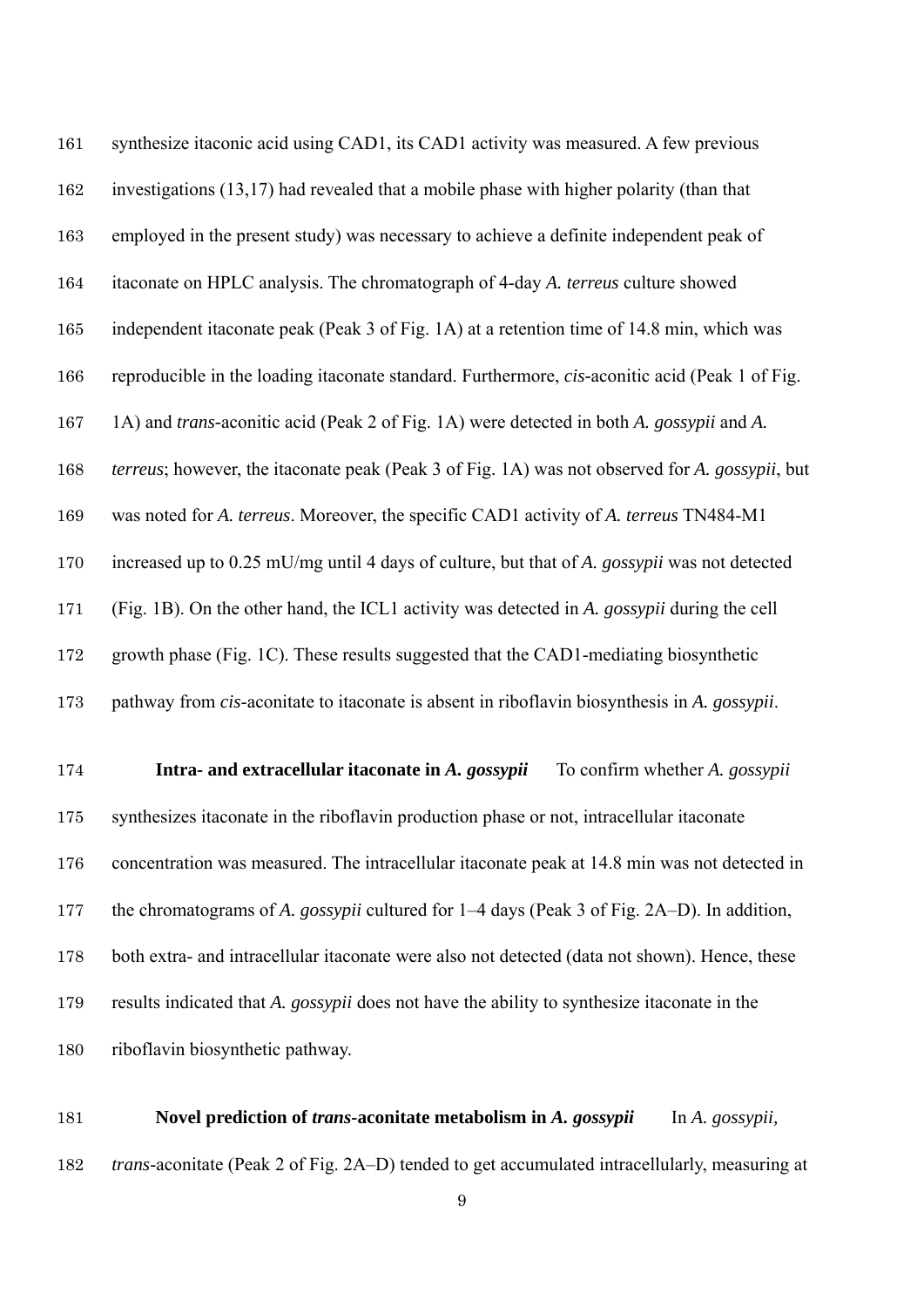synthesize itaconic acid using CAD1, its CAD1 activity was measured. A few previous investigations (13,17) had revealed that a mobile phase with higher polarity (than that employed in the present study) was necessary to achieve a definite independent peak of itaconate on HPLC analysis. The chromatograph of 4-day *A. terreus* culture showed independent itaconate peak (Peak 3 of Fig. 1A) at a retention time of 14.8 min, which was reproducible in the loading itaconate standard. Furthermore, *cis*-aconitic acid (Peak 1 of Fig. 1A) and *trans*-aconitic acid (Peak 2 of Fig. 1A) were detected in both *A. gossypii* and *A. terreus*; however, the itaconate peak (Peak 3 of Fig. 1A) was not observed for *A. gossypii*, but was noted for *A. terreus*. Moreover, the specific CAD1 activity of *A. terreus* TN484-M1 increased up to 0.25 mU/mg until 4 days of culture, but that of *A. gossypii* was not detected (Fig. 1B). On the other hand, the ICL1 activity was detected in *A. gossypii* during the cell growth phase (Fig. 1C). These results suggested that the CAD1-mediating biosynthetic pathway from *cis*-aconitate to itaconate is absent in riboflavin biosynthesis in *A. gossypii*.

**Intra- and extracellular itaconate in *A. gossypii*** To confirm whether *A. gossypii* synthesizes itaconate in the riboflavin production phase or not, intracellular itaconate concentration was measured. The intracellular itaconate peak at 14.8 min was not detected in the chromatograms of *A. gossypii* cultured for 1–4 days (Peak 3 of Fig. 2A–D). In addition, both extra- and intracellular itaconate were also not detected (data not shown). Hence, these results indicated that *A. gossypii* does not have the ability to synthesize itaconate in the riboflavin biosynthetic pathway.

**Novel prediction of *trans*-aconitate metabolism in *A. gossypii*** In *A. gossypii*, *trans*-aconitate (Peak 2 of Fig. 2A–D) tended to get accumulated intracellularly, measuring at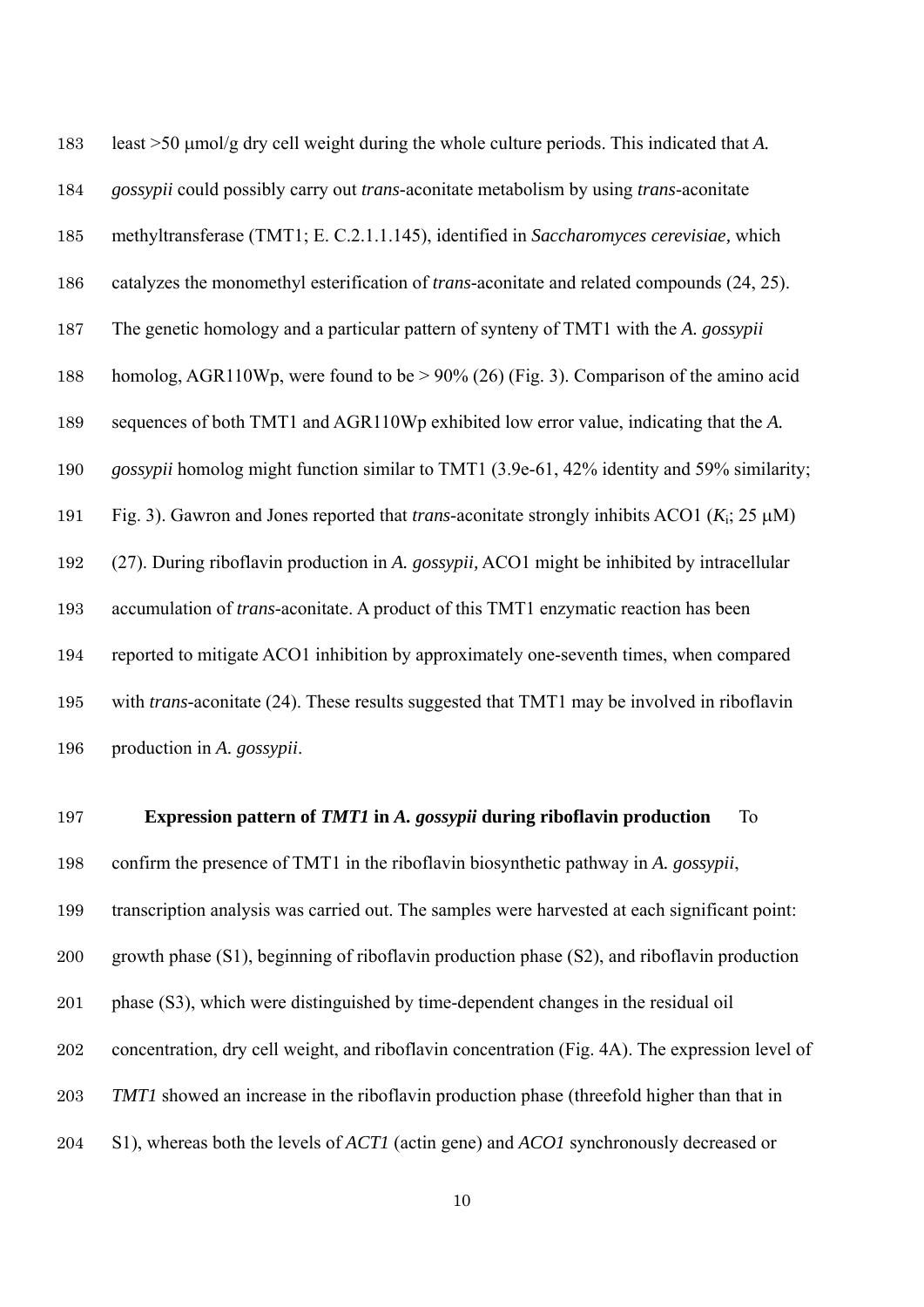least >50 μmol/g dry cell weight during the whole culture periods. This indicated that *A. gossypii* could possibly carry out *trans*-aconitate metabolism by using *trans*-aconitate methyltransferase (TMT1; E. C.2.1.1.145), identified in *Saccharomyces cerevisiae,* which catalyzes the monomethyl esterification of *trans*-aconitate and related compounds (24, 25). The genetic homology and a particular pattern of synteny of TMT1 with the *A. gossypii* homolog, AGR110Wp, were found to be > 90% (26) (Fig. 3). Comparison of the amino acid sequences of both TMT1 and AGR110Wp exhibited low error value, indicating that the *A. gossypii* homolog might function similar to TMT1 (3.9e-61, 42% identity and 59% similarity; Fig. 3). Gawron and Jones reported that *trans*-aconitate strongly inhibits ACO1 ($K_i$; 25 μM) (27). During riboflavin production in *A. gossypii,* ACO1 might be inhibited by intracellular accumulation of *trans*-aconitate. A product of this TMT1 enzymatic reaction has been reported to mitigate ACO1 inhibition by approximately one-seventh times, when compared with *trans*-aconitate (24). These results suggested that TMT1 may be involved in riboflavin production in *A. gossypii*.

**Expression pattern of *TMT1* in *A. gossypii* during riboflavin production** To confirm the presence of TMT1 in the riboflavin biosynthetic pathway in *A. gossypii*, transcription analysis was carried out. The samples were harvested at each significant point: growth phase (S1), beginning of riboflavin production phase (S2), and riboflavin production phase (S3), which were distinguished by time-dependent changes in the residual oil concentration, dry cell weight, and riboflavin concentration (Fig. 4A). The expression level of *TMT1* showed an increase in the riboflavin production phase (threefold higher than that in S1), whereas both the levels of *ACT1* (actin gene) and *ACO1* synchronously decreased or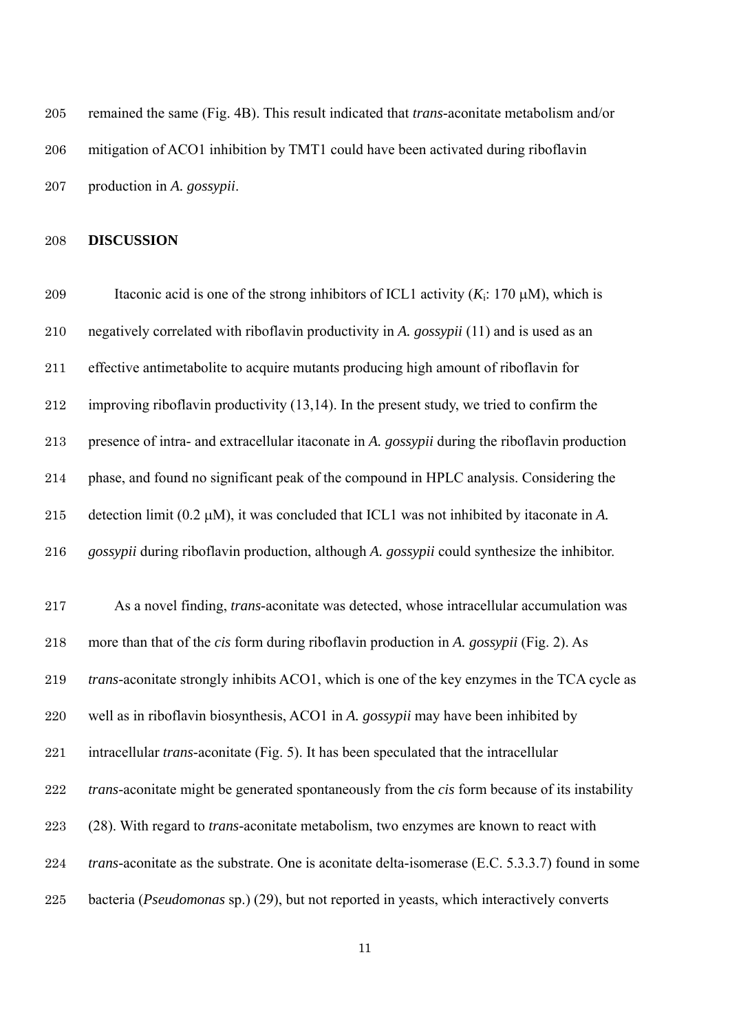remained the same (Fig. 4B). This result indicated that *trans*-aconitate metabolism and/or mitigation of ACO1 inhibition by TMT1 could have been activated during riboflavin production in *A. gossypii*.

## DISCUSSION

Itaconic acid is one of the strong inhibitors of ICL1 activity ($K_i$: 170 μM), which is negatively correlated with riboflavin productivity in *A. gossypii* (11) and is used as an effective antimetabolite to acquire mutants producing high amount of riboflavin for improving riboflavin productivity (13,14). In the present study, we tried to confirm the presence of intra- and extracellular itaconate in *A. gossypii* during the riboflavin production phase, and found no significant peak of the compound in HPLC analysis. Considering the detection limit (0.2 μM), it was concluded that ICL1 was not inhibited by itaconate in *A. gossypii* during riboflavin production, although *A. gossypii* could synthesize the inhibitor.

As a novel finding, *trans*-aconitate was detected, whose intracellular accumulation was more than that of the *cis* form during riboflavin production in *A. gossypii* (Fig. 2). As *trans*-aconitate strongly inhibits ACO1, which is one of the key enzymes in the TCA cycle as well as in riboflavin biosynthesis, ACO1 in *A. gossypii* may have been inhibited by intracellular *trans*-aconitate (Fig. 5). It has been speculated that the intracellular *trans*-aconitate might be generated spontaneously from the *cis* form because of its instability (28). With regard to *trans*-aconitate metabolism, two enzymes are known to react with *trans*-aconitate as the substrate. One is aconitate delta-isomerase (E.C. 5.3.3.7) found in some bacteria (*Pseudomonas* sp.) (29), but not reported in yeasts, which interactively converts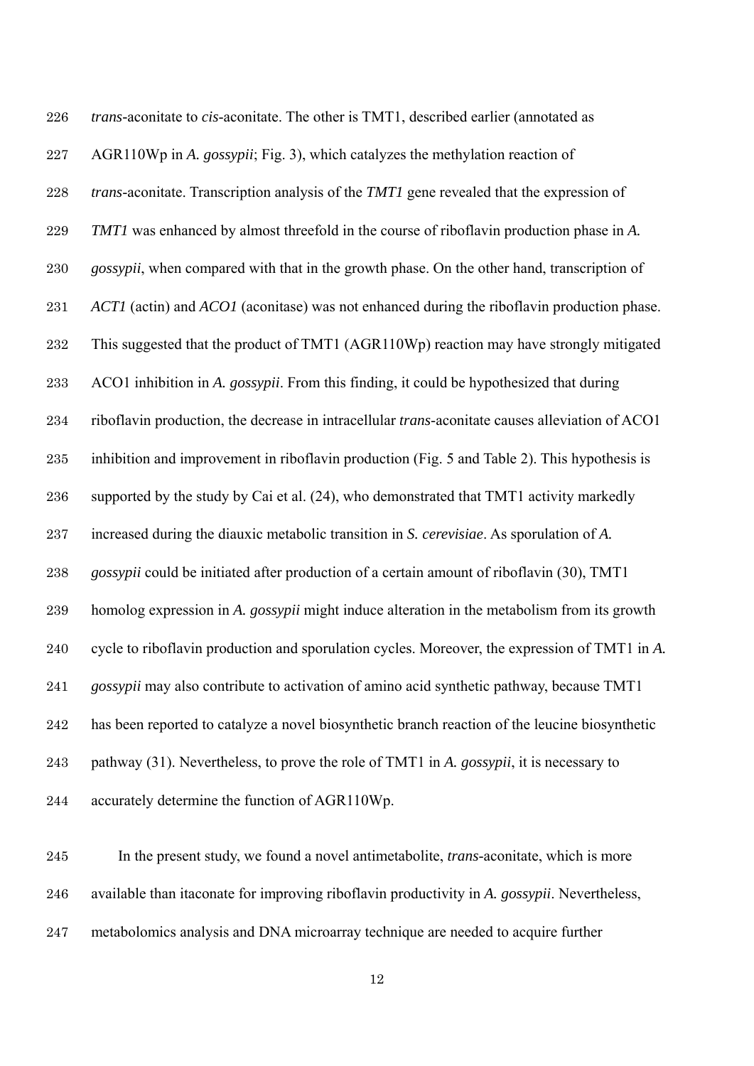*trans*-aconitate to *cis*-aconitate. The other is TMT1, described earlier (annotated as AGR110Wp in *A. gossypii*; Fig. 3), which catalyzes the methylation reaction of *trans*-aconitate. Transcription analysis of the *TMT1* gene revealed that the expression of *TMT1* was enhanced by almost threefold in the course of riboflavin production phase in *A. gossypii*, when compared with that in the growth phase. On the other hand, transcription of *ACT1* (actin) and *ACO1* (aconitase) was not enhanced during the riboflavin production phase. This suggested that the product of TMT1 (AGR110Wp) reaction may have strongly mitigated ACO1 inhibition in *A. gossypii*. From this finding, it could be hypothesized that during riboflavin production, the decrease in intracellular *trans*-aconitate causes alleviation of ACO1 inhibition and improvement in riboflavin production (Fig. 5 and Table 2). This hypothesis is supported by the study by Cai et al. (24), who demonstrated that TMT1 activity markedly increased during the diauxic metabolic transition in *S. cerevisiae*. As sporulation of *A. gossypii* could be initiated after production of a certain amount of riboflavin (30), TMT1 homolog expression in *A. gossypii* might induce alteration in the metabolism from its growth cycle to riboflavin production and sporulation cycles. Moreover, the expression of TMT1 in *A. gossypii* may also contribute to activation of amino acid synthetic pathway, because TMT1 has been reported to catalyze a novel biosynthetic branch reaction of the leucine biosynthetic pathway (31). Nevertheless, to prove the role of TMT1 in *A. gossypii*, it is necessary to accurately determine the function of AGR110Wp.

In the present study, we found a novel antimetabolite, *trans*-aconitate, which is more available than itaconate for improving riboflavin productivity in *A. gossypii*. Nevertheless, metabolomics analysis and DNA microarray technique are needed to acquire further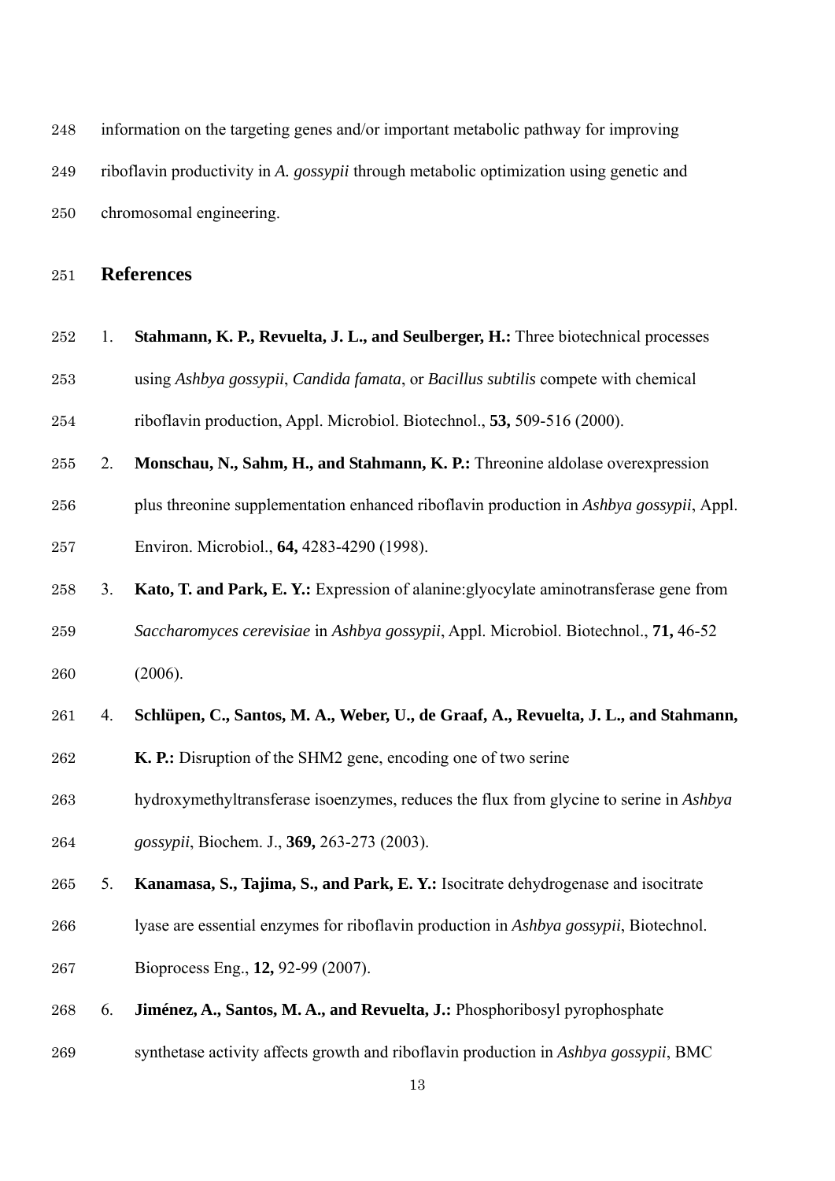information on the targeting genes and/or important metabolic pathway for improving riboflavin productivity in *A. gossypii* through metabolic optimization using genetic and chromosomal engineering.

## References

1. **Stahmann, K. P., Revuelta, J. L., and Seulberger, H.:** Three biotechnical processes using *Ashbya gossypii*, *Candida famata*, or *Bacillus subtilis* compete with chemical riboflavin production, Appl. Microbiol. Biotechnol., **53,** 509-516 (2000).
2. **Monschau, N., Sahm, H., and Stahmann, K. P.:** Threonine aldolase overexpression plus threonine supplementation enhanced riboflavin production in *Ashbya gossypii*, Appl. Environ. Microbiol., **64,** 4283-4290 (1998).
3. **Kato, T. and Park, E. Y.:** Expression of alanine:glyocylate aminotransferase gene from *Saccharomyces cerevisiae* in *Ashbya gossypii*, Appl. Microbiol. Biotechnol., **71,** 46-52 (2006).
4. **Schlüpen, C., Santos, M. A., Weber, U., de Graaf, A., Revuelta, J. L., and Stahmann, K. P.:** Disruption of the SHM2 gene, encoding one of two serine hydroxymethyltransferase isoenzymes, reduces the flux from glycine to serine in *Ashbya gossypii*, Biochem. J., **369,** 263-273 (2003).
5. **Kanamasa, S., Tajima, S., and Park, E. Y.:** Isocitrate dehydrogenase and isocitrate lyase are essential enzymes for riboflavin production in *Ashbya gossypii*, Biotechnol. Bioprocess Eng., **12,** 92-99 (2007).
6. **Jiménez, A., Santos, M. A., and Revuelta, J.:** Phosphoribosyl pyrophosphate synthetase activity affects growth and riboflavin production in *Ashbya gossypii*, BMC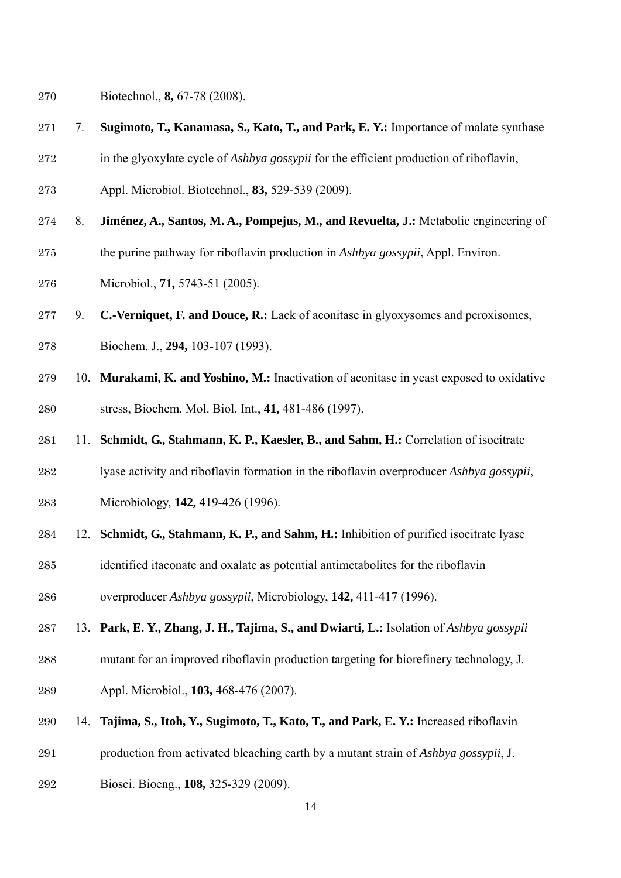Biotechnol., **8,** 67-78 (2008).

7. **Sugimoto, T., Kanamasa, S., Kato, T., and Park, E. Y.:** Importance of malate synthase in the glyoxylate cycle of *Ashbya gossypii* for the efficient production of riboflavin, Appl. Microbiol. Biotechnol., **83,** 529-539 (2009).
8. **Jiménez, A., Santos, M. A., Pompejus, M., and Revuelta, J.:** Metabolic engineering of the purine pathway for riboflavin production in *Ashbya gossypii*, Appl. Environ. Microbiol., **71,** 5743-51 (2005).
9. **C.-Verniquet, F. and Douce, R.:** Lack of aconitase in glyoxysomes and peroxisomes, Biochem. J., **294,** 103-107 (1993).
10. **Murakami, K. and Yoshino, M.:** Inactivation of aconitase in yeast exposed to oxidative stress, Biochem. Mol. Biol. Int., **41,** 481-486 (1997).
11. **Schmidt, G., Stahmann, K. P., Kaesler, B., and Sahm, H.:** Correlation of isocitrate lyase activity and riboflavin formation in the riboflavin overproducer *Ashbya gossypii*, Microbiology, **142,** 419-426 (1996).
12. **Schmidt, G., Stahmann, K. P., and Sahm, H.:** Inhibition of purified isocitrate lyase identified itaconate and oxalate as potential antimetabolites for the riboflavin overproducer *Ashbya gossypii*, Microbiology, **142,** 411-417 (1996).
13. **Park, E. Y., Zhang, J. H., Tajima, S., and Dwiarti, L.:** Isolation of *Ashbya gossypii* mutant for an improved riboflavin production targeting for biorefinery technology, J. Appl. Microbiol., **103,** 468-476 (2007).
14. **Tajima, S., Itoh, Y., Sugimoto, T., Kato, T., and Park, E. Y.:** Increased riboflavin production from activated bleaching earth by a mutant strain of *Ashbya gossypii*, J. Biosci. Bioeng., **108,** 325-329 (2009).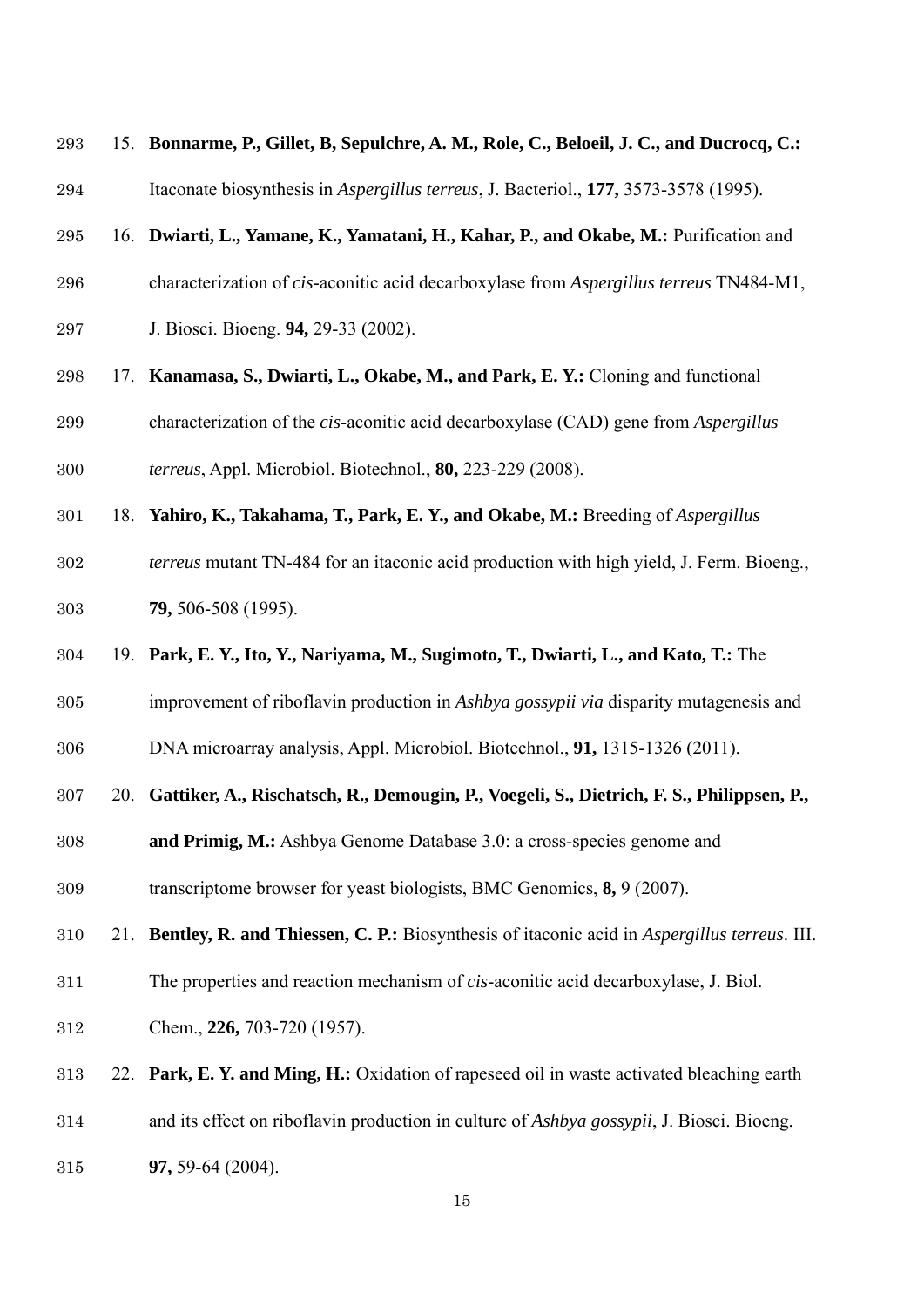15. **Bonnarme, P., Gillet, B, Sepulchre, A. M., Role, C., Beloeil, J. C., and Ducrocq, C.:** Itaconate biosynthesis in *Aspergillus terreus*, J. Bacteriol., **177,** 3573-3578 (1995).
16. **Dwiarti, L., Yamane, K., Yamatani, H., Kahar, P., and Okabe, M.:** Purification and characterization of *cis*-aconitic acid decarboxylase from *Aspergillus terreus* TN484-M1, J. Biosci. Bioeng. **94,** 29-33 (2002).
17. **Kanamasa, S., Dwiarti, L., Okabe, M., and Park, E. Y.:** Cloning and functional characterization of the *cis*-aconitic acid decarboxylase (CAD) gene from *Aspergillus terreus*, Appl. Microbiol. Biotechnol., **80,** 223-229 (2008).
18. **Yahiro, K., Takahama, T., Park, E. Y., and Okabe, M.:** Breeding of *Aspergillus terreus* mutant TN-484 for an itaconic acid production with high yield, J. Ferm. Bioeng., **79,** 506-508 (1995).
19. **Park, E. Y., Ito, Y., Nariyama, M., Sugimoto, T., Dwiarti, L., and Kato, T.:** The improvement of riboflavin production in *Ashbya gossypii via* disparity mutagenesis and DNA microarray analysis, Appl. Microbiol. Biotechnol., **91,** 1315-1326 (2011).
20. **Gattiker, A., Rischatsch, R., Demougin, P., Voegeli, S., Dietrich, F. S., Philippsen, P., and Primig, M.:** Ashbya Genome Database 3.0: a cross-species genome and transcriptome browser for yeast biologists, BMC Genomics, **8,** 9 (2007).
21. **Bentley, R. and Thiessen, C. P.:** Biosynthesis of itaconic acid in *Aspergillus terreus*. III. The properties and reaction mechanism of *cis*-aconitic acid decarboxylase, J. Biol. Chem., **226,** 703-720 (1957).
22. **Park, E. Y. and Ming, H.:** Oxidation of rapeseed oil in waste activated bleaching earth and its effect on riboflavin production in culture of *Ashbya gossypii*, J. Biosci. Bioeng. **97,** 59-64 (2004).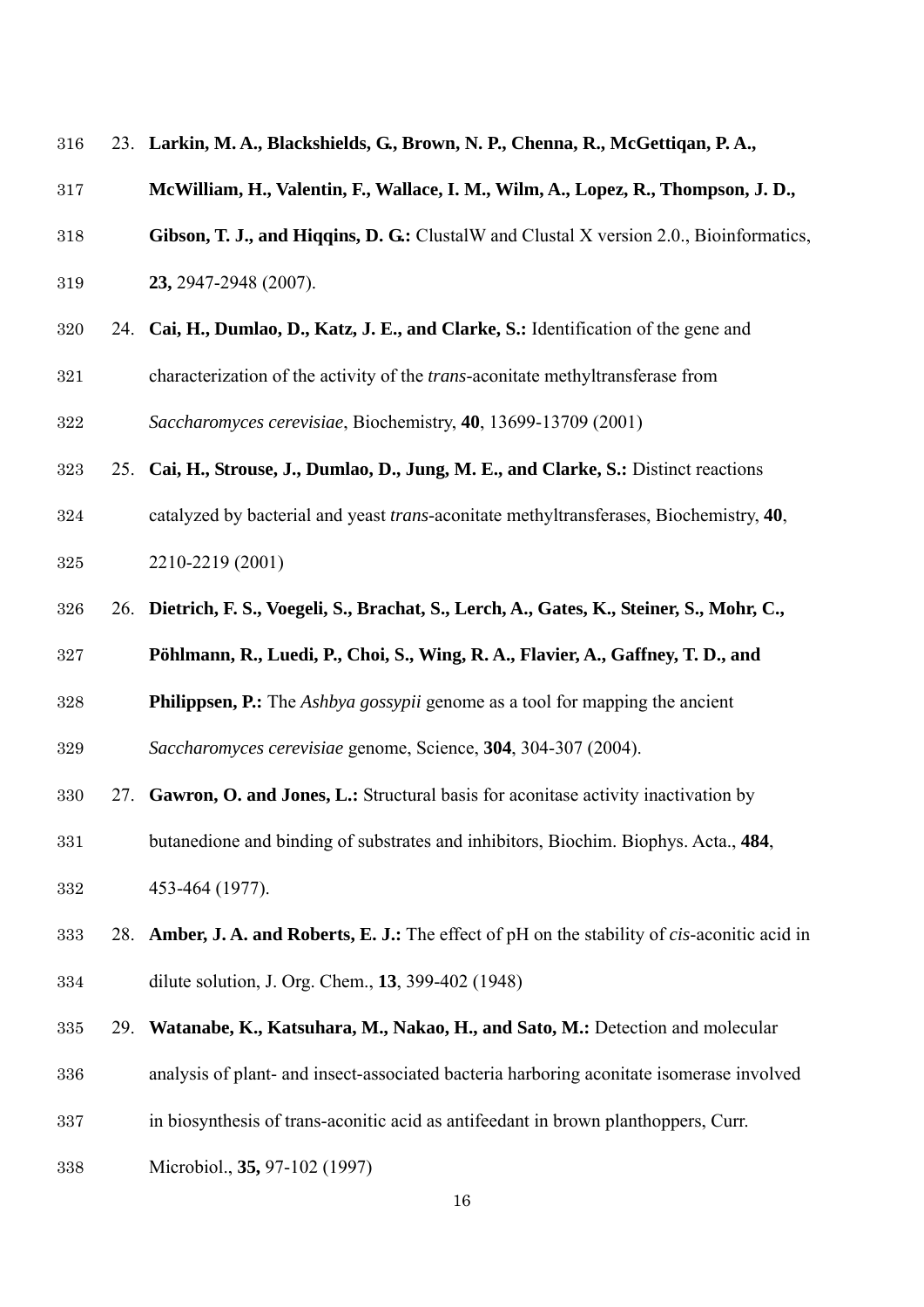23. **Larkin, M. A., Blackshields, G., Brown, N. P., Chenna, R., McGettiqan, P. A., McWilliam, H., Valentin, F., Wallace, I. M., Wilm, A., Lopez, R., Thompson, J. D., Gibson, T. J., and Hiqqins, D. G.:** ClustalW and Clustal X version 2.0., Bioinformatics, **23,** 2947-2948 (2007).
24. **Cai, H., Dumlao, D., Katz, J. E., and Clarke, S.:** Identification of the gene and characterization of the activity of the *trans*-aconitate methyltransferase from *Saccharomyces cerevisiae*, Biochemistry, **40**, 13699-13709 (2001)
25. **Cai, H., Strouse, J., Dumlao, D., Jung, M. E., and Clarke, S.:** Distinct reactions catalyzed by bacterial and yeast *trans*-aconitate methyltransferases, Biochemistry, **40**, 2210-2219 (2001)
26. **Dietrich, F. S., Voegeli, S., Brachat, S., Lerch, A., Gates, K., Steiner, S., Mohr, C., Pöhlmann, R., Luedi, P., Choi, S., Wing, R. A., Flavier, A., Gaffney, T. D., and Philippsen, P.:** The *Ashbya gossypii* genome as a tool for mapping the ancient *Saccharomyces cerevisiae* genome, Science, **304**, 304-307 (2004).
27. **Gawron, O. and Jones, L.:** Structural basis for aconitase activity inactivation by butanedione and binding of substrates and inhibitors, Biochim. Biophys. Acta., **484**, 453-464 (1977).
28. **Amber, J. A. and Roberts, E. J.:** The effect of pH on the stability of *cis*-aconitic acid in dilute solution, J. Org. Chem., **13**, 399-402 (1948)
29. **Watanabe, K., Katsuhara, M., Nakao, H., and Sato, M.:** Detection and molecular analysis of plant- and insect-associated bacteria harboring aconitate isomerase involved in biosynthesis of trans-aconitic acid as antifeedant in brown planthoppers, Curr. Microbiol., **35,** 97-102 (1997)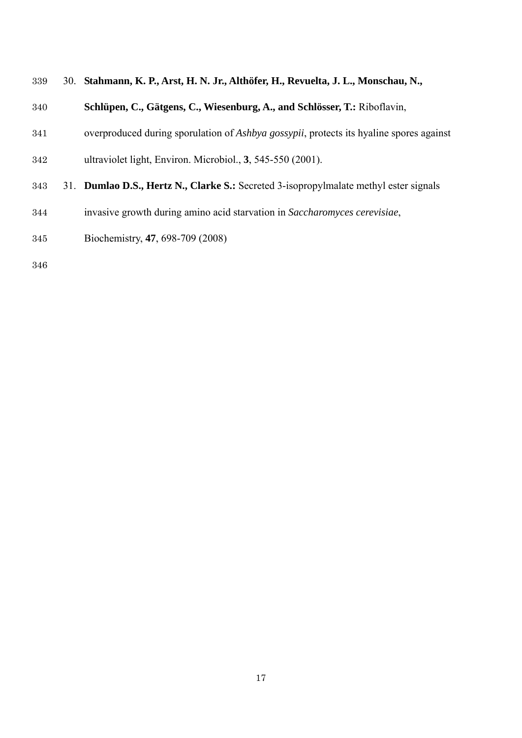30. **Stahmann, K. P., Arst, H. N. Jr., Althöfer, H., Revuelta, J. L., Monschau, N., Schlüpen, C., Gätgens, C., Wiesenburg, A., and Schlösser, T.:** Riboflavin, overproduced during sporulation of *Ashbya gossypii*, protects its hyaline spores against ultraviolet light, Environ. Microbiol., **3**, 545-550 (2001).
31. **Dumlao D.S., Hertz N., Clarke S.:** Secreted 3-isopropylmalate methyl ester signals invasive growth during amino acid starvation in *Saccharomyces cerevisiae*, Biochemistry, **47**, 698-709 (2008)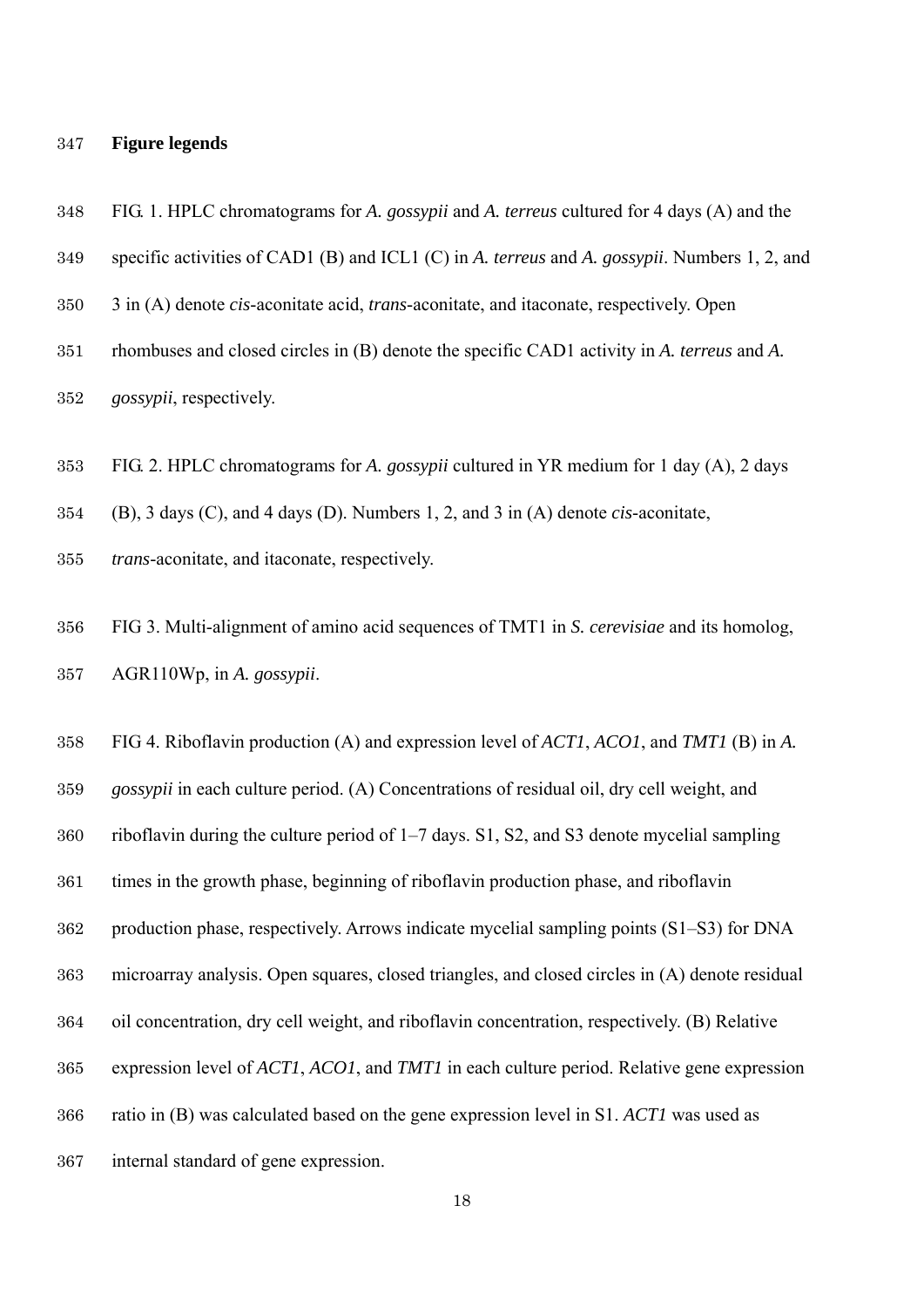## Figure legends

FIG. 1. HPLC chromatograms for *A. gossypii* and *A. terreus* cultured for 4 days (A) and the specific activities of CAD1 (B) and ICL1 (C) in *A. terreus* and *A. gossypii*. Numbers 1, 2, and 3 in (A) denote *cis*-aconitate acid, *trans*-aconitate, and itaconate, respectively. Open rhombuses and closed circles in (B) denote the specific CAD1 activity in *A. terreus* and *A. gossypii*, respectively.

FIG. 2. HPLC chromatograms for *A. gossypii* cultured in YR medium for 1 day (A), 2 days (B), 3 days (C), and 4 days (D). Numbers 1, 2, and 3 in (A) denote *cis*-aconitate, *trans*-aconitate, and itaconate, respectively.

FIG 3. Multi-alignment of amino acid sequences of TMT1 in *S. cerevisiae* and its homolog, AGR110Wp, in *A. gossypii*.

FIG 4. Riboflavin production (A) and expression level of *ACT1*, *ACO1*, and *TMT1* (B) in *A. gossypii* in each culture period. (A) Concentrations of residual oil, dry cell weight, and riboflavin during the culture period of 1–7 days. S1, S2, and S3 denote mycelial sampling times in the growth phase, beginning of riboflavin production phase, and riboflavin production phase, respectively. Arrows indicate mycelial sampling points (S1–S3) for DNA microarray analysis. Open squares, closed triangles, and closed circles in (A) denote residual oil concentration, dry cell weight, and riboflavin concentration, respectively. (B) Relative expression level of *ACT1*, *ACO1*, and *TMT1* in each culture period. Relative gene expression ratio in (B) was calculated based on the gene expression level in S1. *ACT1* was used as internal standard of gene expression.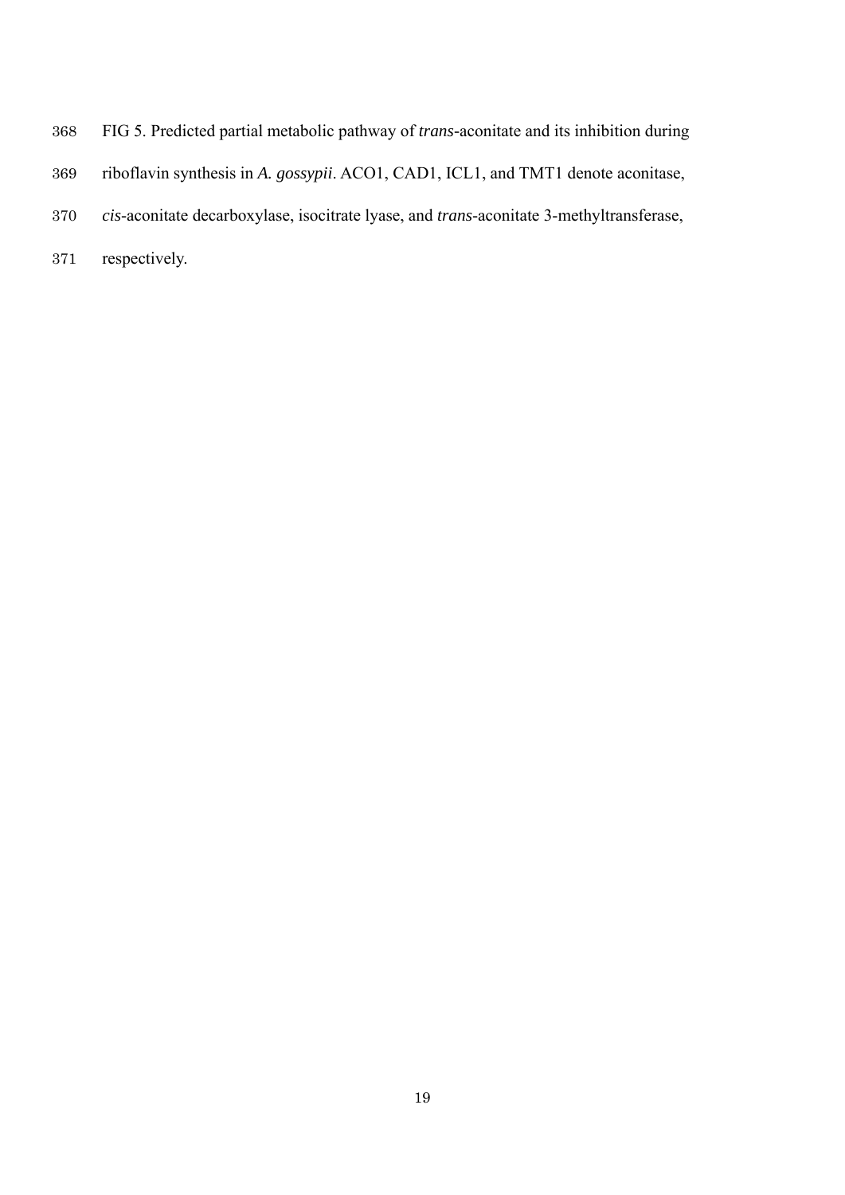FIG 5. Predicted partial metabolic pathway of *trans*-aconitate and its inhibition during riboflavin synthesis in *A. gossypii*. ACO1, CAD1, ICL1, and TMT1 denote aconitase, *cis*-aconitate decarboxylase, isocitrate lyase, and *trans*-aconitate 3-methyltransferase, respectively.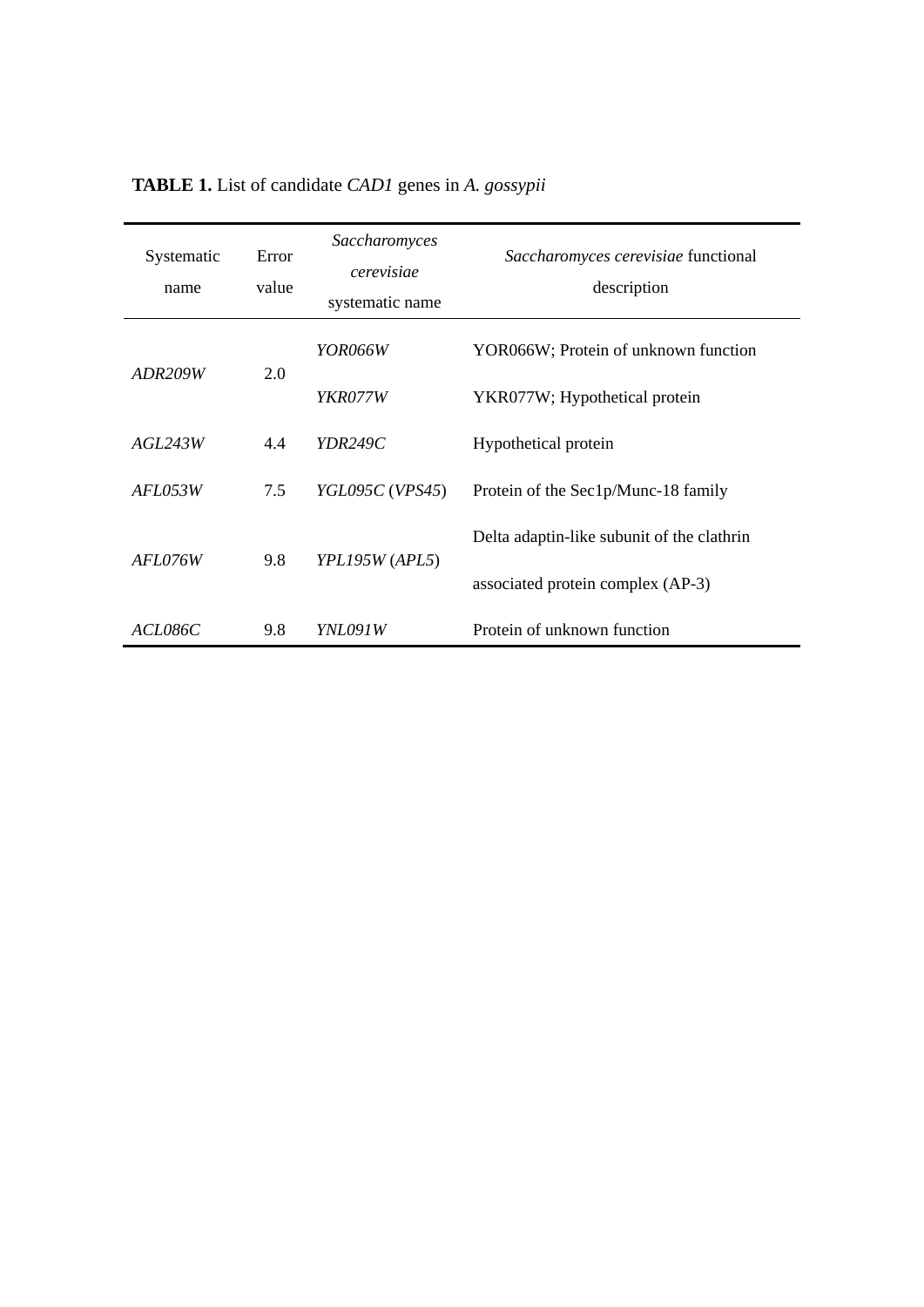**TABLE 1.** List of candidate *CAD1* genes in *A. gossypii*

| Systematic name | Error value | *Saccharomyces cerevisiae* systematic name | *Saccharomyces cerevisiae* functional description |
|---|---|---|---|
| *ADR209W* | 2.0 | *YOR066W* | YOR066W; Protein of unknown function |
| | | *YKR077W* | YKR077W; Hypothetical protein |
| *AGL243W* | 4.4 | *YDR249C* | Hypothetical protein |
| *AFL053W* | 7.5 | *YGL095C* (*VPS45*) | Protein of the Sec1p/Munc-18 family |
| *AFL076W* | 9.8 | *YPL195W* (*APL5*) | Delta adaptin-like subunit of the clathrin associated protein complex (AP-3) |
| *ACL086C* | 9.8 | *YNL091W* | Protein of unknown function |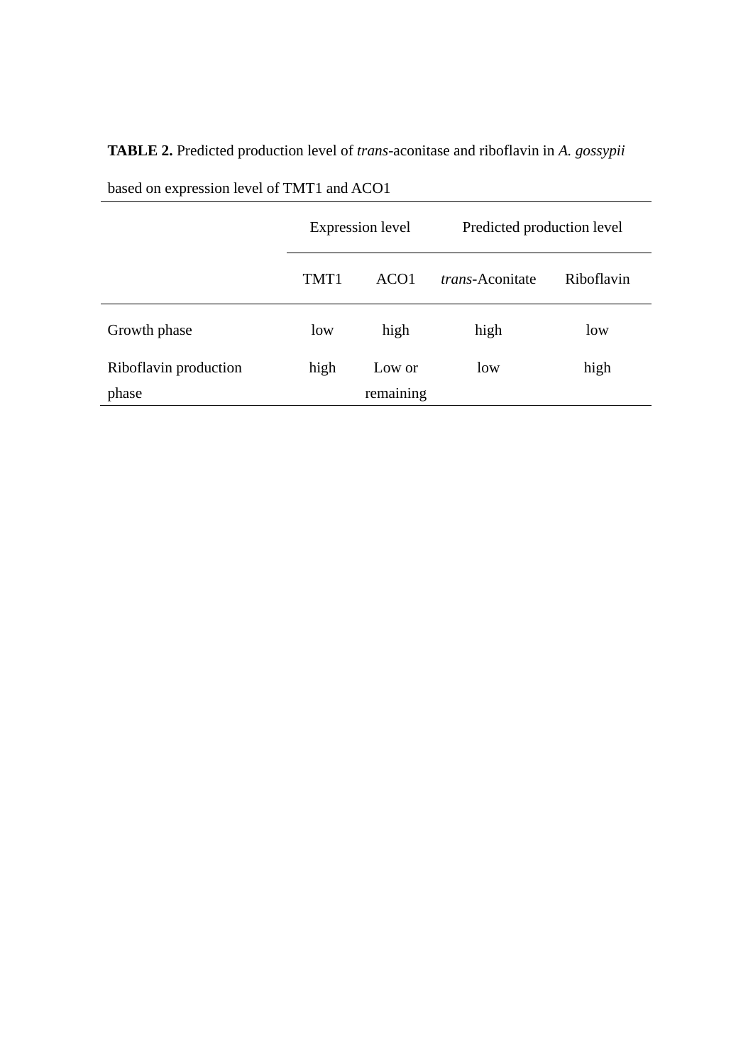**TABLE 2.** Predicted production level of *trans*-aconitase and riboflavin in *A. gossypii* based on expression level of TMT1 and ACO1

| | Expression level | | Predicted production level | |
|---|---|---|---|---|
| | TMT1 | ACO1 | *trans*-Aconitate | Riboflavin |
| Growth phase | low | high | high | low |
| Riboflavin production phase | high | Low or remaining | low | high |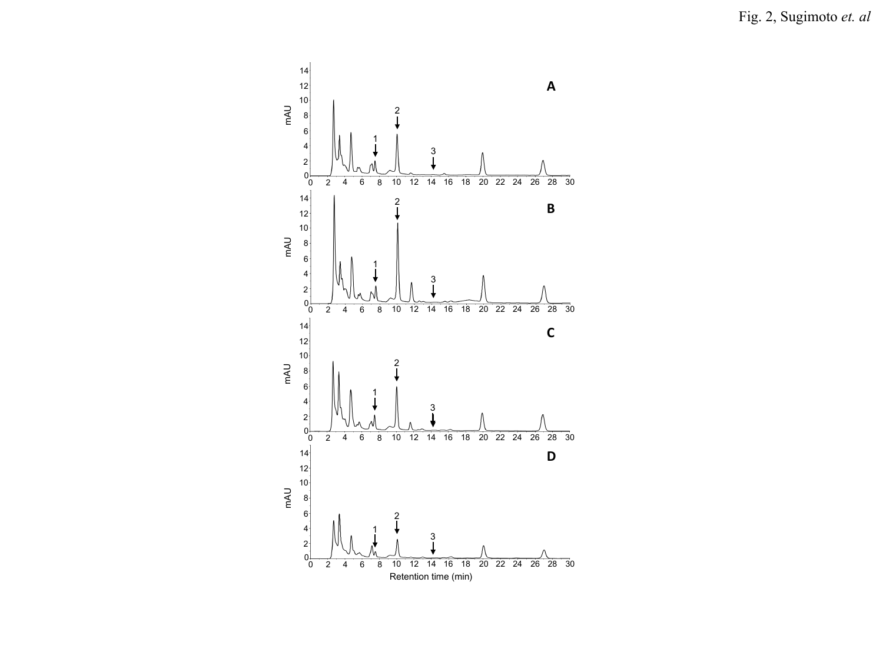Fig. 2, Sugimoto *et. al*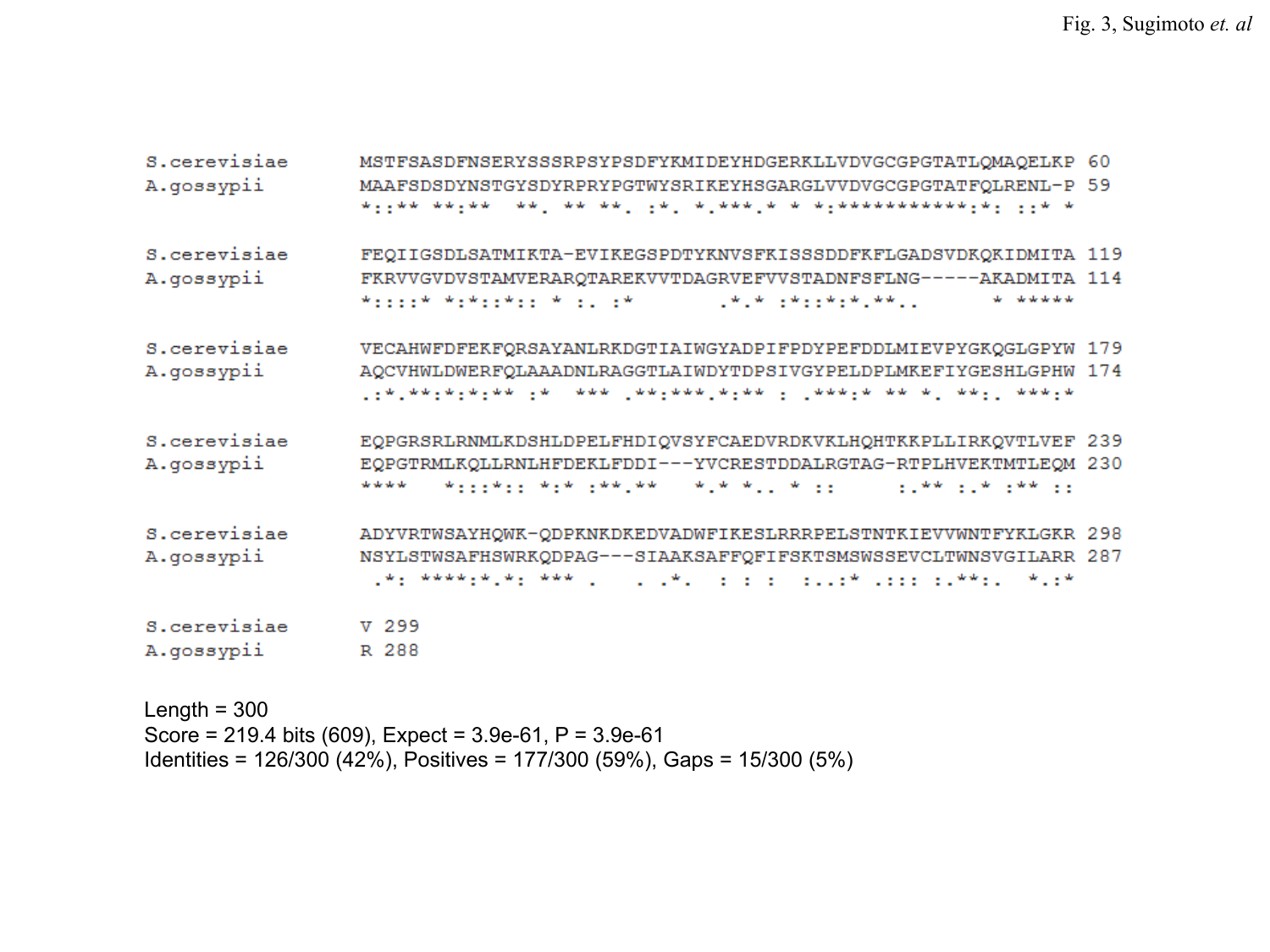Fig. 3, Sugimoto et. al

```
S.cerevisiae      MSTFSASDFNSERYSSSRPSYPSDFYKMIDEYHDGERKLLVDVGCGPGTATLQMAQELKP 60
A.gossypii        MAAFSDSDYNSTGYSDYRPRYPGTWYSRIKEYHSGARGLVVDVGCGPGTATFQLRENL-P 59
                  *::** **:**  **. ** **. :*. *.***.* * *:***********:*: ::* *

S.cerevisiae      FEQIIGSDLSATMIKTA-EVIKEGSPDTYKNVSFKISSSDDFKFLGADSVDKQKIDMITA 119
A.gossypii        FKRVVGVDVSTAMVERARQTAREKVVTDAGRVEFVVSTADNFSFLNG-----AKADMITA 114
                  *::::* *:*::*:: * :. :*       .*.* :*::*:*.**..      * *****

S.cerevisiae      VECAHWFDFEKFQRSAYANLRKDGTIAIWGYADPIFPDYPEFDDLMIEVPYGKQGLGPYW 179
A.gossypii        AQCVHWLDWERFQLAAADNLRAGGTLAIWDYTDPSIVGYPELDPLMKEFIYGESHLGPHW 174
                  .:*.**:*:*:** :*  *** .**:***.*:** : .***:* ** *. **:. ***:*

S.cerevisiae      EQPGRSRLRNMLKDSHLDPELFHDIQVSYFCAEDVRDKVKLHQHTKKPLLIRKQVTLVEF 239
A.gossypii        EQPGTRMLKQLLRNLHFDEKLFDDI---YVCRESTDDALRGTAG-RTPLHVEKTMTLEQM 230
                  ****   *:::*:: *:* :**.**   *.* *.. * ::     :.** :.* :** ::

S.cerevisiae      ADYVRTWSAYHQWK-QDPKNKDKEDVADWFIKESLRRRPELSTNTKIEVVWNTFYKLGKR 298
A.gossypii        NSYLSTWSAFHSWRKQDPAG---SIAAKSAFFQFIFSKTSMSWSSEVCLTWNSVGILARR 287
                   .*: ****:*.*: *** .   . .*.  : : :  :..:* .::: :.**:.  *.:*

S.cerevisiae      V 299
A.gossypii        R 288
```

Length = 300
Score = 219.4 bits (609), Expect = 3.9e-61, P = 3.9e-61
Identities = 126/300 (42%), Positives = 177/300 (59%), Gaps = 15/300 (5%)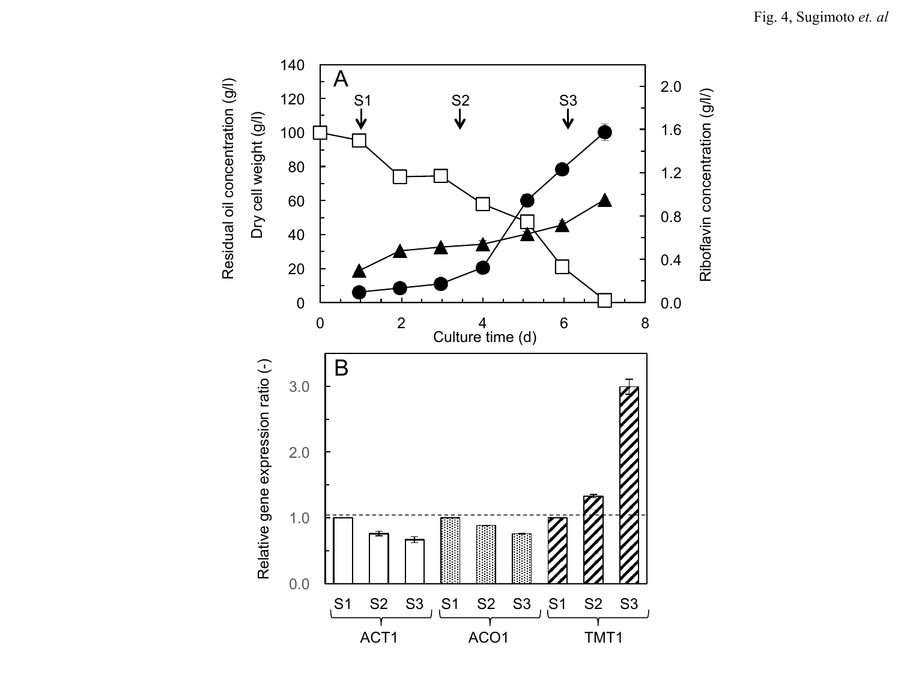Fig. 4, Sugimoto *et. al*

A

S1 S2 S3

Residual oil concentration (g/l)
Dry cell weight (g/l)

Riboflavin concentration (g/l/)

Culture time (d)

B

Relative gene expression ratio (-)

S1 S2 S3 S1 S2 S3 S1 S2 S3

ACT1 ACO1 TMT1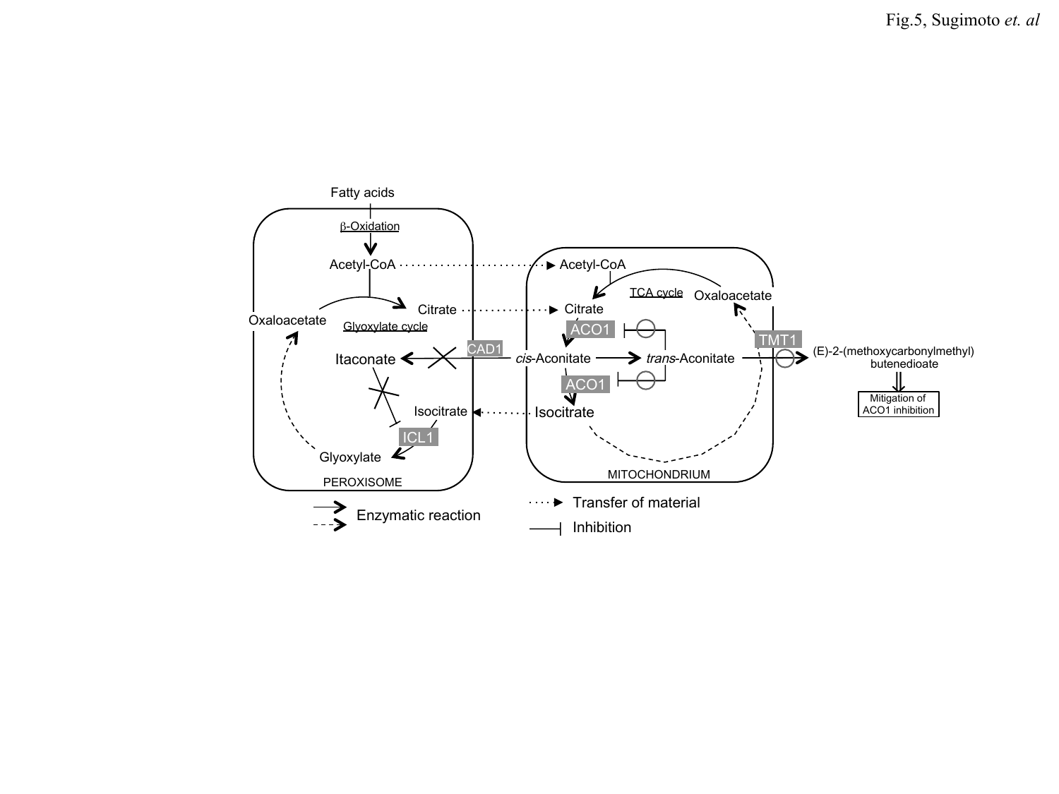Fig.5, Sugimoto *et. al*

Fatty acids

β-Oxidation

Acetyl-CoA

Acetyl-CoA

Oxaloacetate

Citrate

Glyoxylate cycle

Citrate

TCA cycle

Oxaloacetate

ACO1

CAD1

Itaconate

*cis*-Aconitate

*trans*-Aconitate

TMT1

(E)-2-(methoxycarbonylmethyl) butenedioate

ACO1

Isocitrate

Isocitrate

ICL1

Mitigation of ACO1 inhibition

Glyoxylate

PEROXISOME

MITOCHONDRIUM

Enzymatic reaction

Transfer of material

Inhibition